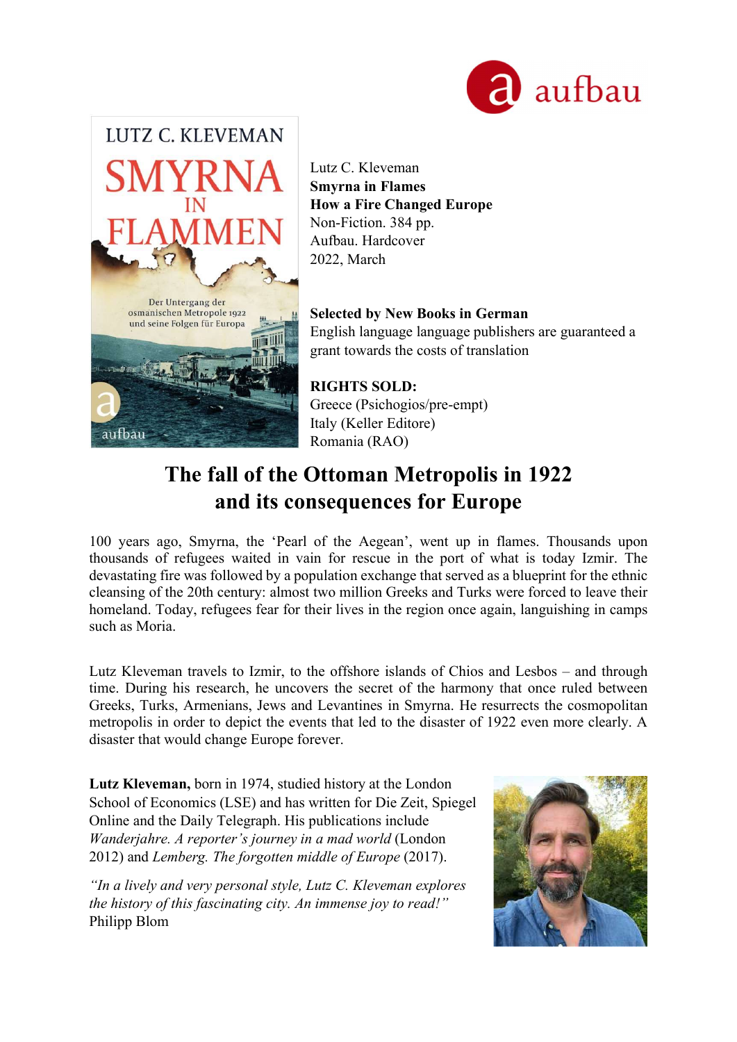Lutz C. Kleveman
**Smyrna in Flames**
**How a Fire Changed Europe**
Non-Fiction. 384 pp.
Aufbau. Hardcover
2022, March

**Selected by New Books in German**
English language language publishers are guaranteed a grant towards the costs of translation

**RIGHTS SOLD:**
Greece (Psichogios/pre-empt)
Italy (Keller Editore)
Romania (RAO)

# The fall of the Ottoman Metropolis in 1922 and its consequences for Europe

100 years ago, Smyrna, the 'Pearl of the Aegean', went up in flames. Thousands upon thousands of refugees waited in vain for rescue in the port of what is today Izmir. The devastating fire was followed by a population exchange that served as a blueprint for the ethnic cleansing of the 20th century: almost two million Greeks and Turks were forced to leave their homeland. Today, refugees fear for their lives in the region once again, languishing in camps such as Moria.

Lutz Kleveman travels to Izmir, to the offshore islands of Chios and Lesbos – and through time. During his research, he uncovers the secret of the harmony that once ruled between Greeks, Turks, Armenians, Jews and Levantines in Smyrna. He resurrects the cosmopolitan metropolis in order to depict the events that led to the disaster of 1922 even more clearly. A disaster that would change Europe forever.

**Lutz Kleveman,** born in 1974, studied history at the London School of Economics (LSE) and has written for Die Zeit, Spiegel Online and the Daily Telegraph. His publications include *Wanderjahre. A reporter's journey in a mad world* (London 2012) and *Lemberg. The forgotten middle of Europe* (2017).

*"In a lively and very personal style, Lutz C. Kleveman explores the history of this fascinating city. An immense joy to read!"*
Philipp Blom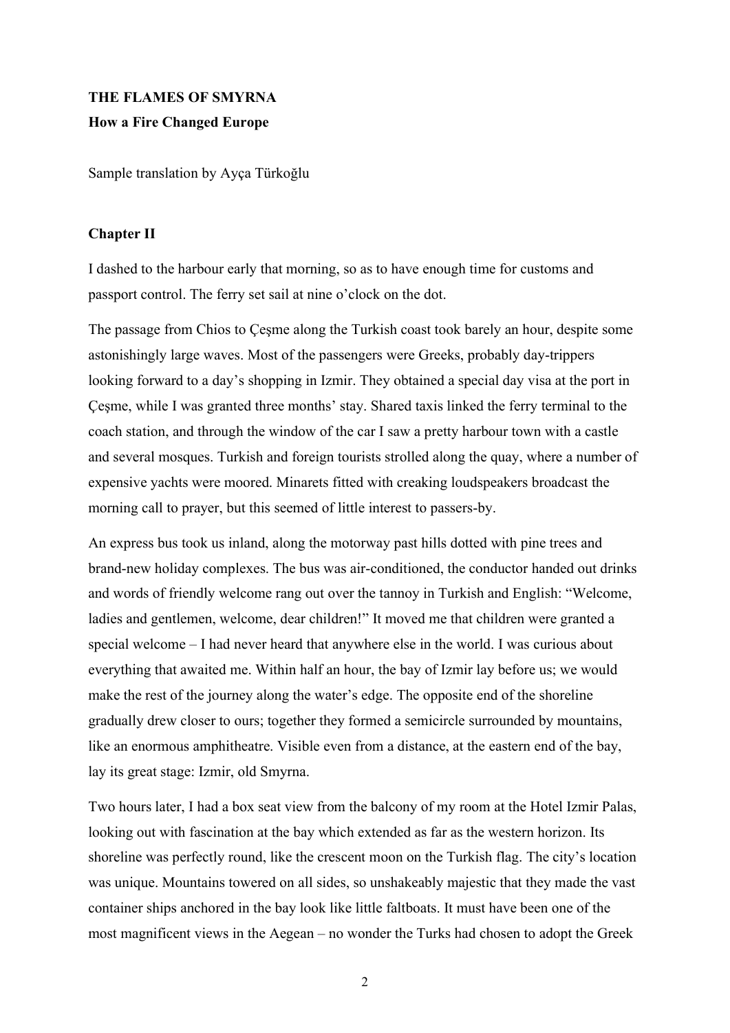**THE FLAMES OF SMYRNA**

**How a Fire Changed Europe**

Sample translation by Ayça Türkoğlu

## Chapter II

I dashed to the harbour early that morning, so as to have enough time for customs and passport control. The ferry set sail at nine o'clock on the dot.

The passage from Chios to Çeşme along the Turkish coast took barely an hour, despite some astonishingly large waves. Most of the passengers were Greeks, probably day-trippers looking forward to a day's shopping in Izmir. They obtained a special day visa at the port in Çeşme, while I was granted three months' stay. Shared taxis linked the ferry terminal to the coach station, and through the window of the car I saw a pretty harbour town with a castle and several mosques. Turkish and foreign tourists strolled along the quay, where a number of expensive yachts were moored. Minarets fitted with creaking loudspeakers broadcast the morning call to prayer, but this seemed of little interest to passers-by.

An express bus took us inland, along the motorway past hills dotted with pine trees and brand-new holiday complexes. The bus was air-conditioned, the conductor handed out drinks and words of friendly welcome rang out over the tannoy in Turkish and English: "Welcome, ladies and gentlemen, welcome, dear children!" It moved me that children were granted a special welcome – I had never heard that anywhere else in the world. I was curious about everything that awaited me. Within half an hour, the bay of Izmir lay before us; we would make the rest of the journey along the water's edge. The opposite end of the shoreline gradually drew closer to ours; together they formed a semicircle surrounded by mountains, like an enormous amphitheatre. Visible even from a distance, at the eastern end of the bay, lay its great stage: Izmir, old Smyrna.

Two hours later, I had a box seat view from the balcony of my room at the Hotel Izmir Palas, looking out with fascination at the bay which extended as far as the western horizon. Its shoreline was perfectly round, like the crescent moon on the Turkish flag. The city's location was unique. Mountains towered on all sides, so unshakeably majestic that they made the vast container ships anchored in the bay look like little faltboats. It must have been one of the most magnificent views in the Aegean – no wonder the Turks had chosen to adopt the Greek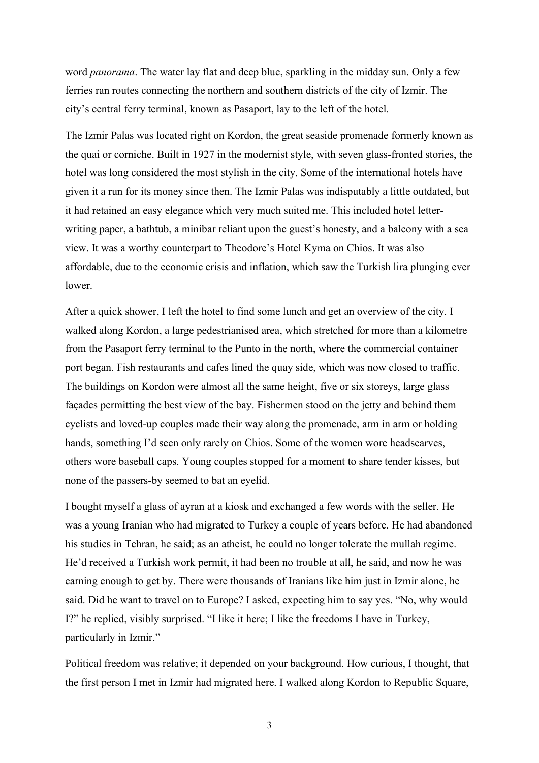word *panorama*. The water lay flat and deep blue, sparkling in the midday sun. Only a few ferries ran routes connecting the northern and southern districts of the city of Izmir. The city's central ferry terminal, known as Pasaport, lay to the left of the hotel.

The Izmir Palas was located right on Kordon, the great seaside promenade formerly known as the quai or corniche. Built in 1927 in the modernist style, with seven glass-fronted stories, the hotel was long considered the most stylish in the city. Some of the international hotels have given it a run for its money since then. The Izmir Palas was indisputably a little outdated, but it had retained an easy elegance which very much suited me. This included hotel letter-writing paper, a bathtub, a minibar reliant upon the guest's honesty, and a balcony with a sea view. It was a worthy counterpart to Theodore's Hotel Kyma on Chios. It was also affordable, due to the economic crisis and inflation, which saw the Turkish lira plunging ever lower.

After a quick shower, I left the hotel to find some lunch and get an overview of the city. I walked along Kordon, a large pedestrianised area, which stretched for more than a kilometre from the Pasaport ferry terminal to the Punto in the north, where the commercial container port began. Fish restaurants and cafes lined the quay side, which was now closed to traffic. The buildings on Kordon were almost all the same height, five or six storeys, large glass façades permitting the best view of the bay. Fishermen stood on the jetty and behind them cyclists and loved-up couples made their way along the promenade, arm in arm or holding hands, something I'd seen only rarely on Chios. Some of the women wore headscarves, others wore baseball caps. Young couples stopped for a moment to share tender kisses, but none of the passers-by seemed to bat an eyelid.

I bought myself a glass of ayran at a kiosk and exchanged a few words with the seller. He was a young Iranian who had migrated to Turkey a couple of years before. He had abandoned his studies in Tehran, he said; as an atheist, he could no longer tolerate the mullah regime. He'd received a Turkish work permit, it had been no trouble at all, he said, and now he was earning enough to get by. There were thousands of Iranians like him just in Izmir alone, he said. Did he want to travel on to Europe? I asked, expecting him to say yes. "No, why would I?" he replied, visibly surprised. "I like it here; I like the freedoms I have in Turkey, particularly in Izmir."

Political freedom was relative; it depended on your background. How curious, I thought, that the first person I met in Izmir had migrated here. I walked along Kordon to Republic Square,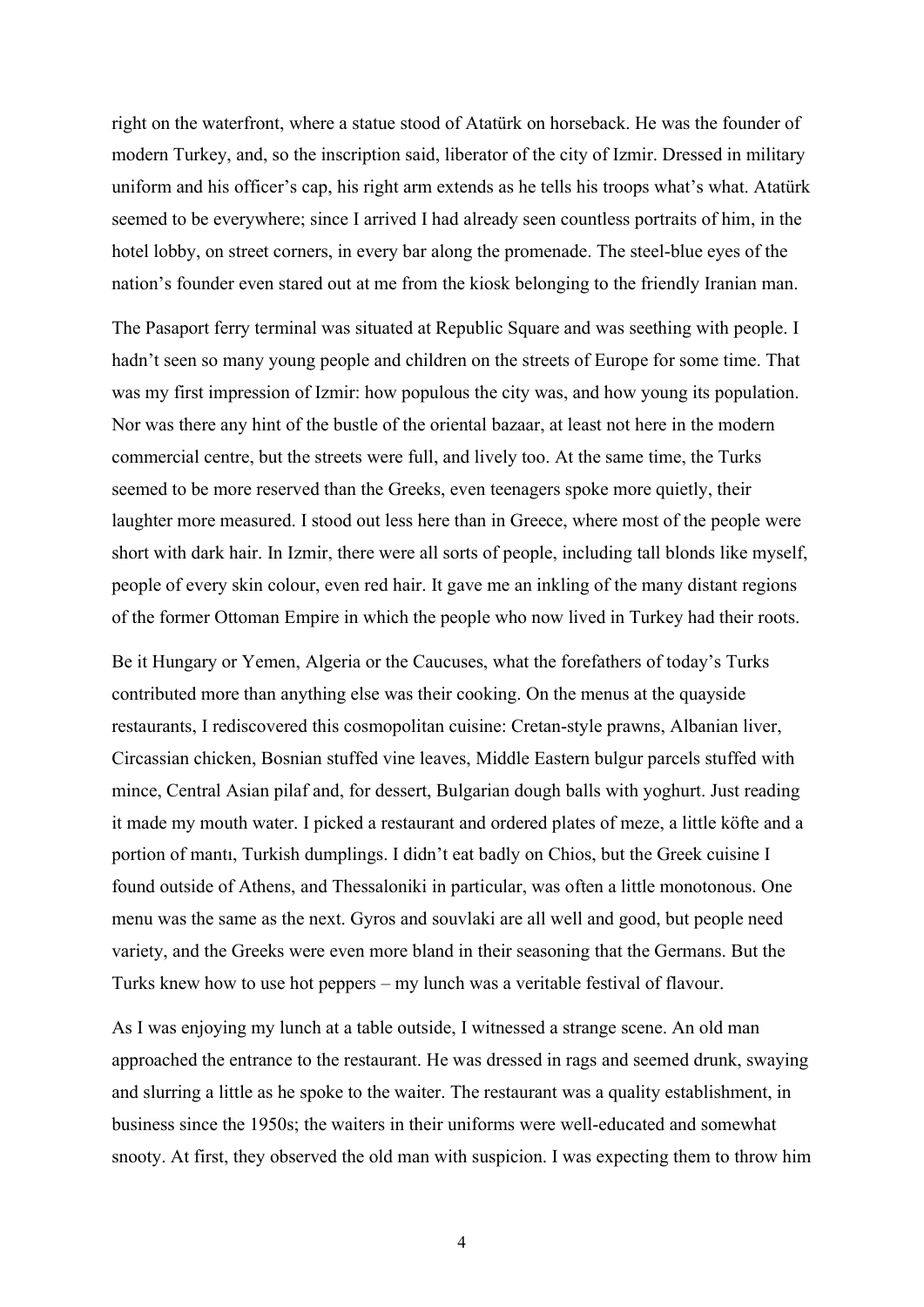right on the waterfront, where a statue stood of Atatürk on horseback. He was the founder of modern Turkey, and, so the inscription said, liberator of the city of Izmir. Dressed in military uniform and his officer's cap, his right arm extends as he tells his troops what's what. Atatürk seemed to be everywhere; since I arrived I had already seen countless portraits of him, in the hotel lobby, on street corners, in every bar along the promenade. The steel-blue eyes of the nation's founder even stared out at me from the kiosk belonging to the friendly Iranian man.

The Pasaport ferry terminal was situated at Republic Square and was seething with people. I hadn't seen so many young people and children on the streets of Europe for some time. That was my first impression of Izmir: how populous the city was, and how young its population. Nor was there any hint of the bustle of the oriental bazaar, at least not here in the modern commercial centre, but the streets were full, and lively too. At the same time, the Turks seemed to be more reserved than the Greeks, even teenagers spoke more quietly, their laughter more measured. I stood out less here than in Greece, where most of the people were short with dark hair. In Izmir, there were all sorts of people, including tall blonds like myself, people of every skin colour, even red hair. It gave me an inkling of the many distant regions of the former Ottoman Empire in which the people who now lived in Turkey had their roots.

Be it Hungary or Yemen, Algeria or the Caucuses, what the forefathers of today's Turks contributed more than anything else was their cooking. On the menus at the quayside restaurants, I rediscovered this cosmopolitan cuisine: Cretan-style prawns, Albanian liver, Circassian chicken, Bosnian stuffed vine leaves, Middle Eastern bulgur parcels stuffed with mince, Central Asian pilaf and, for dessert, Bulgarian dough balls with yoghurt. Just reading it made my mouth water. I picked a restaurant and ordered plates of meze, a little köfte and a portion of mantı, Turkish dumplings. I didn't eat badly on Chios, but the Greek cuisine I found outside of Athens, and Thessaloniki in particular, was often a little monotonous. One menu was the same as the next. Gyros and souvlaki are all well and good, but people need variety, and the Greeks were even more bland in their seasoning that the Germans. But the Turks knew how to use hot peppers – my lunch was a veritable festival of flavour.

As I was enjoying my lunch at a table outside, I witnessed a strange scene. An old man approached the entrance to the restaurant. He was dressed in rags and seemed drunk, swaying and slurring a little as he spoke to the waiter. The restaurant was a quality establishment, in business since the 1950s; the waiters in their uniforms were well-educated and somewhat snooty. At first, they observed the old man with suspicion. I was expecting them to throw him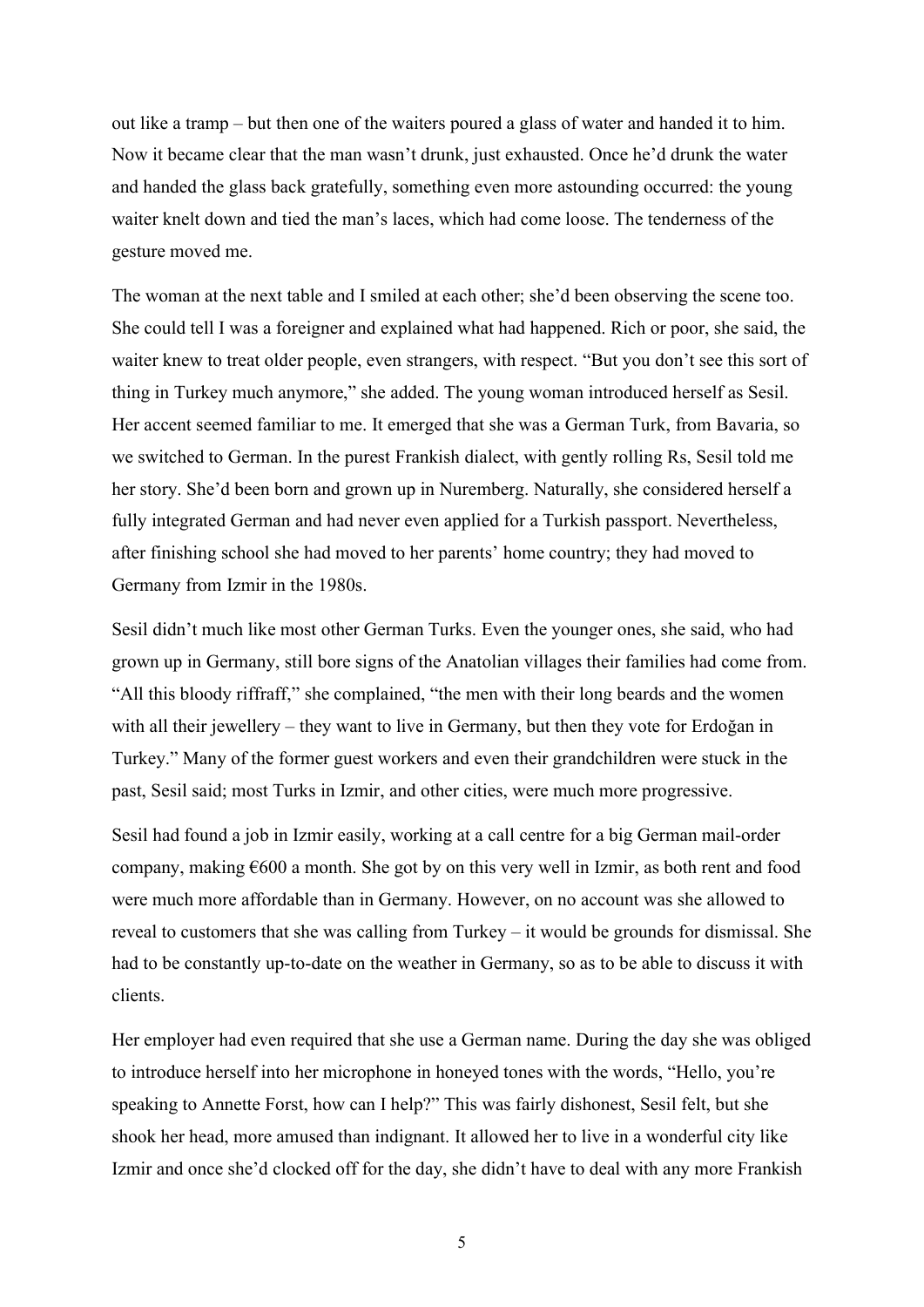out like a tramp – but then one of the waiters poured a glass of water and handed it to him. Now it became clear that the man wasn't drunk, just exhausted. Once he'd drunk the water and handed the glass back gratefully, something even more astounding occurred: the young waiter knelt down and tied the man's laces, which had come loose. The tenderness of the gesture moved me.

The woman at the next table and I smiled at each other; she'd been observing the scene too. She could tell I was a foreigner and explained what had happened. Rich or poor, she said, the waiter knew to treat older people, even strangers, with respect. "But you don't see this sort of thing in Turkey much anymore," she added. The young woman introduced herself as Sesil. Her accent seemed familiar to me. It emerged that she was a German Turk, from Bavaria, so we switched to German. In the purest Frankish dialect, with gently rolling Rs, Sesil told me her story. She'd been born and grown up in Nuremberg. Naturally, she considered herself a fully integrated German and had never even applied for a Turkish passport. Nevertheless, after finishing school she had moved to her parents' home country; they had moved to Germany from Izmir in the 1980s.

Sesil didn't much like most other German Turks. Even the younger ones, she said, who had grown up in Germany, still bore signs of the Anatolian villages their families had come from. "All this bloody riffraff," she complained, "the men with their long beards and the women with all their jewellery – they want to live in Germany, but then they vote for Erdoğan in Turkey." Many of the former guest workers and even their grandchildren were stuck in the past, Sesil said; most Turks in Izmir, and other cities, were much more progressive.

Sesil had found a job in Izmir easily, working at a call centre for a big German mail-order company, making €600 a month. She got by on this very well in Izmir, as both rent and food were much more affordable than in Germany. However, on no account was she allowed to reveal to customers that she was calling from Turkey – it would be grounds for dismissal. She had to be constantly up-to-date on the weather in Germany, so as to be able to discuss it with clients.

Her employer had even required that she use a German name. During the day she was obliged to introduce herself into her microphone in honeyed tones with the words, "Hello, you're speaking to Annette Forst, how can I help?" This was fairly dishonest, Sesil felt, but she shook her head, more amused than indignant. It allowed her to live in a wonderful city like Izmir and once she'd clocked off for the day, she didn't have to deal with any more Frankish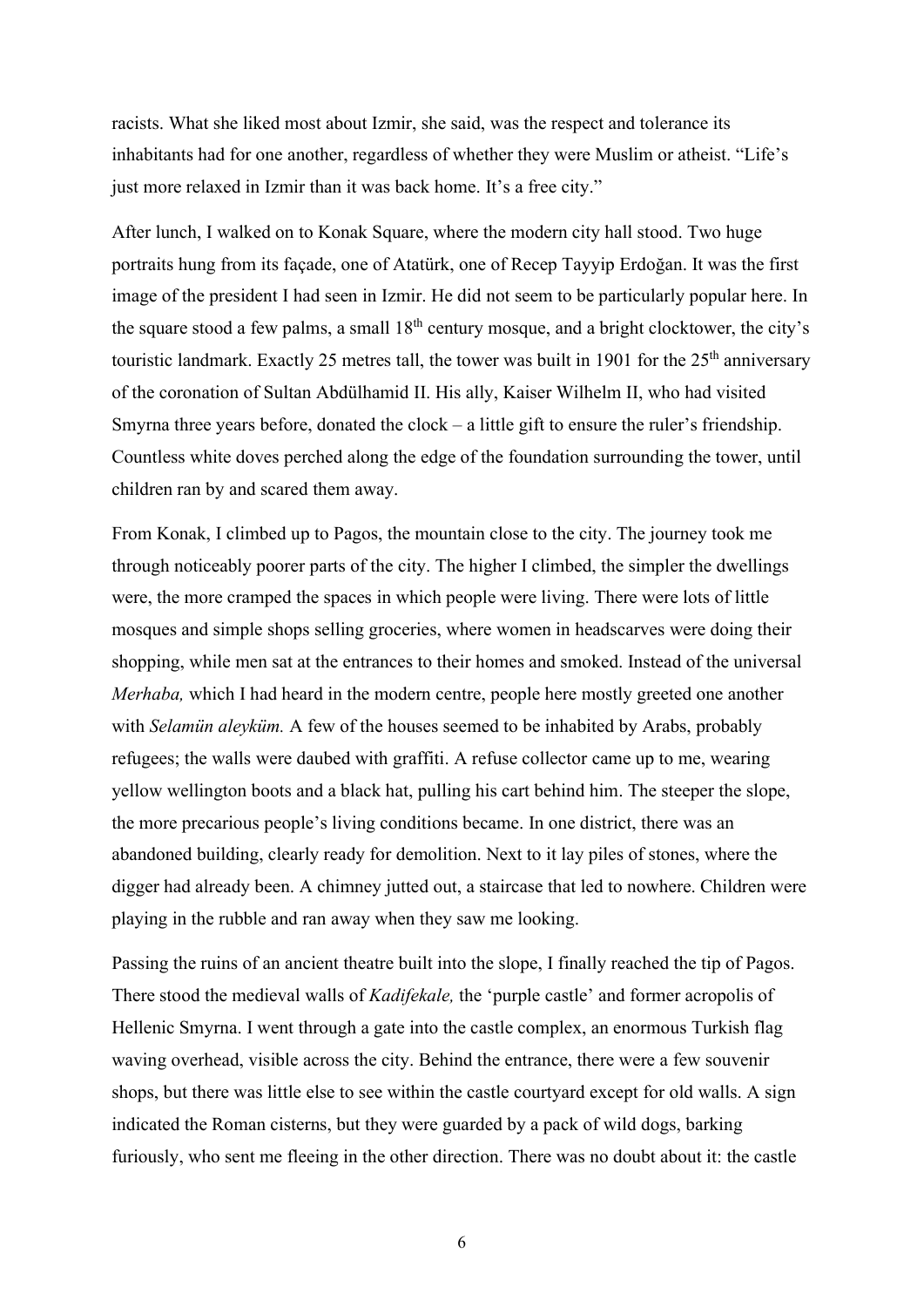racists. What she liked most about Izmir, she said, was the respect and tolerance its inhabitants had for one another, regardless of whether they were Muslim or atheist. "Life's just more relaxed in Izmir than it was back home. It's a free city."

After lunch, I walked on to Konak Square, where the modern city hall stood. Two huge portraits hung from its façade, one of Atatürk, one of Recep Tayyip Erdoğan. It was the first image of the president I had seen in Izmir. He did not seem to be particularly popular here. In the square stood a few palms, a small 18th century mosque, and a bright clocktower, the city's touristic landmark. Exactly 25 metres tall, the tower was built in 1901 for the 25th anniversary of the coronation of Sultan Abdülhamid II. His ally, Kaiser Wilhelm II, who had visited Smyrna three years before, donated the clock – a little gift to ensure the ruler's friendship. Countless white doves perched along the edge of the foundation surrounding the tower, until children ran by and scared them away.

From Konak, I climbed up to Pagos, the mountain close to the city. The journey took me through noticeably poorer parts of the city. The higher I climbed, the simpler the dwellings were, the more cramped the spaces in which people were living. There were lots of little mosques and simple shops selling groceries, where women in headscarves were doing their shopping, while men sat at the entrances to their homes and smoked. Instead of the universal *Merhaba,* which I had heard in the modern centre, people here mostly greeted one another with *Selamün aleyküm.* A few of the houses seemed to be inhabited by Arabs, probably refugees; the walls were daubed with graffiti. A refuse collector came up to me, wearing yellow wellington boots and a black hat, pulling his cart behind him. The steeper the slope, the more precarious people's living conditions became. In one district, there was an abandoned building, clearly ready for demolition. Next to it lay piles of stones, where the digger had already been. A chimney jutted out, a staircase that led to nowhere. Children were playing in the rubble and ran away when they saw me looking.

Passing the ruins of an ancient theatre built into the slope, I finally reached the tip of Pagos. There stood the medieval walls of *Kadifekale,* the 'purple castle' and former acropolis of Hellenic Smyrna. I went through a gate into the castle complex, an enormous Turkish flag waving overhead, visible across the city. Behind the entrance, there were a few souvenir shops, but there was little else to see within the castle courtyard except for old walls. A sign indicated the Roman cisterns, but they were guarded by a pack of wild dogs, barking furiously, who sent me fleeing in the other direction. There was no doubt about it: the castle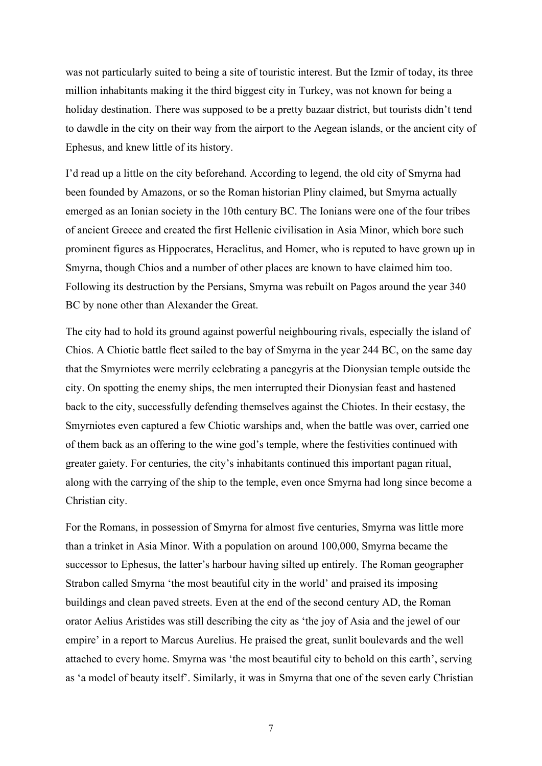was not particularly suited to being a site of touristic interest. But the Izmir of today, its three million inhabitants making it the third biggest city in Turkey, was not known for being a holiday destination. There was supposed to be a pretty bazaar district, but tourists didn't tend to dawdle in the city on their way from the airport to the Aegean islands, or the ancient city of Ephesus, and knew little of its history.

I'd read up a little on the city beforehand. According to legend, the old city of Smyrna had been founded by Amazons, or so the Roman historian Pliny claimed, but Smyrna actually emerged as an Ionian society in the 10th century BC. The Ionians were one of the four tribes of ancient Greece and created the first Hellenic civilisation in Asia Minor, which bore such prominent figures as Hippocrates, Heraclitus, and Homer, who is reputed to have grown up in Smyrna, though Chios and a number of other places are known to have claimed him too. Following its destruction by the Persians, Smyrna was rebuilt on Pagos around the year 340 BC by none other than Alexander the Great.

The city had to hold its ground against powerful neighbouring rivals, especially the island of Chios. A Chiotic battle fleet sailed to the bay of Smyrna in the year 244 BC, on the same day that the Smyrniotes were merrily celebrating a panegyris at the Dionysian temple outside the city. On spotting the enemy ships, the men interrupted their Dionysian feast and hastened back to the city, successfully defending themselves against the Chiotes. In their ecstasy, the Smyrniotes even captured a few Chiotic warships and, when the battle was over, carried one of them back as an offering to the wine god's temple, where the festivities continued with greater gaiety. For centuries, the city's inhabitants continued this important pagan ritual, along with the carrying of the ship to the temple, even once Smyrna had long since become a Christian city.

For the Romans, in possession of Smyrna for almost five centuries, Smyrna was little more than a trinket in Asia Minor. With a population on around 100,000, Smyrna became the successor to Ephesus, the latter's harbour having silted up entirely. The Roman geographer Strabon called Smyrna 'the most beautiful city in the world' and praised its imposing buildings and clean paved streets. Even at the end of the second century AD, the Roman orator Aelius Aristides was still describing the city as 'the joy of Asia and the jewel of our empire' in a report to Marcus Aurelius. He praised the great, sunlit boulevards and the well attached to every home. Smyrna was 'the most beautiful city to behold on this earth', serving as 'a model of beauty itself'. Similarly, it was in Smyrna that one of the seven early Christian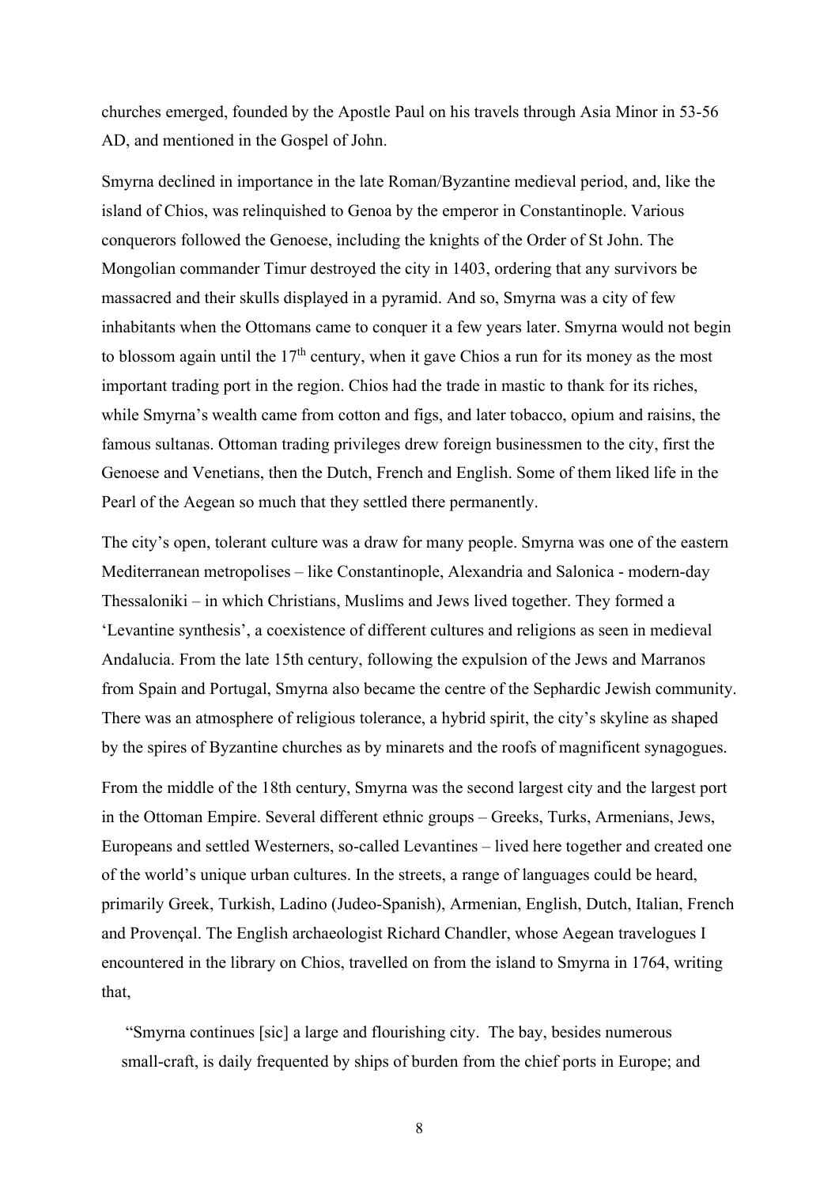churches emerged, founded by the Apostle Paul on his travels through Asia Minor in 53-56 AD, and mentioned in the Gospel of John.

Smyrna declined in importance in the late Roman/Byzantine medieval period, and, like the island of Chios, was relinquished to Genoa by the emperor in Constantinople. Various conquerors followed the Genoese, including the knights of the Order of St John. The Mongolian commander Timur destroyed the city in 1403, ordering that any survivors be massacred and their skulls displayed in a pyramid. And so, Smyrna was a city of few inhabitants when the Ottomans came to conquer it a few years later. Smyrna would not begin to blossom again until the 17th century, when it gave Chios a run for its money as the most important trading port in the region. Chios had the trade in mastic to thank for its riches, while Smyrna's wealth came from cotton and figs, and later tobacco, opium and raisins, the famous sultanas. Ottoman trading privileges drew foreign businessmen to the city, first the Genoese and Venetians, then the Dutch, French and English. Some of them liked life in the Pearl of the Aegean so much that they settled there permanently.

The city's open, tolerant culture was a draw for many people. Smyrna was one of the eastern Mediterranean metropolises – like Constantinople, Alexandria and Salonica - modern-day Thessaloniki – in which Christians, Muslims and Jews lived together. They formed a 'Levantine synthesis', a coexistence of different cultures and religions as seen in medieval Andalucia. From the late 15th century, following the expulsion of the Jews and Marranos from Spain and Portugal, Smyrna also became the centre of the Sephardic Jewish community. There was an atmosphere of religious tolerance, a hybrid spirit, the city's skyline as shaped by the spires of Byzantine churches as by minarets and the roofs of magnificent synagogues.

From the middle of the 18th century, Smyrna was the second largest city and the largest port in the Ottoman Empire. Several different ethnic groups – Greeks, Turks, Armenians, Jews, Europeans and settled Westerners, so-called Levantines – lived here together and created one of the world's unique urban cultures. In the streets, a range of languages could be heard, primarily Greek, Turkish, Ladino (Judeo-Spanish), Armenian, English, Dutch, Italian, French and Provençal. The English archaeologist Richard Chandler, whose Aegean travelogues I encountered in the library on Chios, travelled on from the island to Smyrna in 1764, writing that,

> "Smyrna continues [sic] a large and flourishing city. The bay, besides numerous small-craft, is daily frequented by ships of burden from the chief ports in Europe; and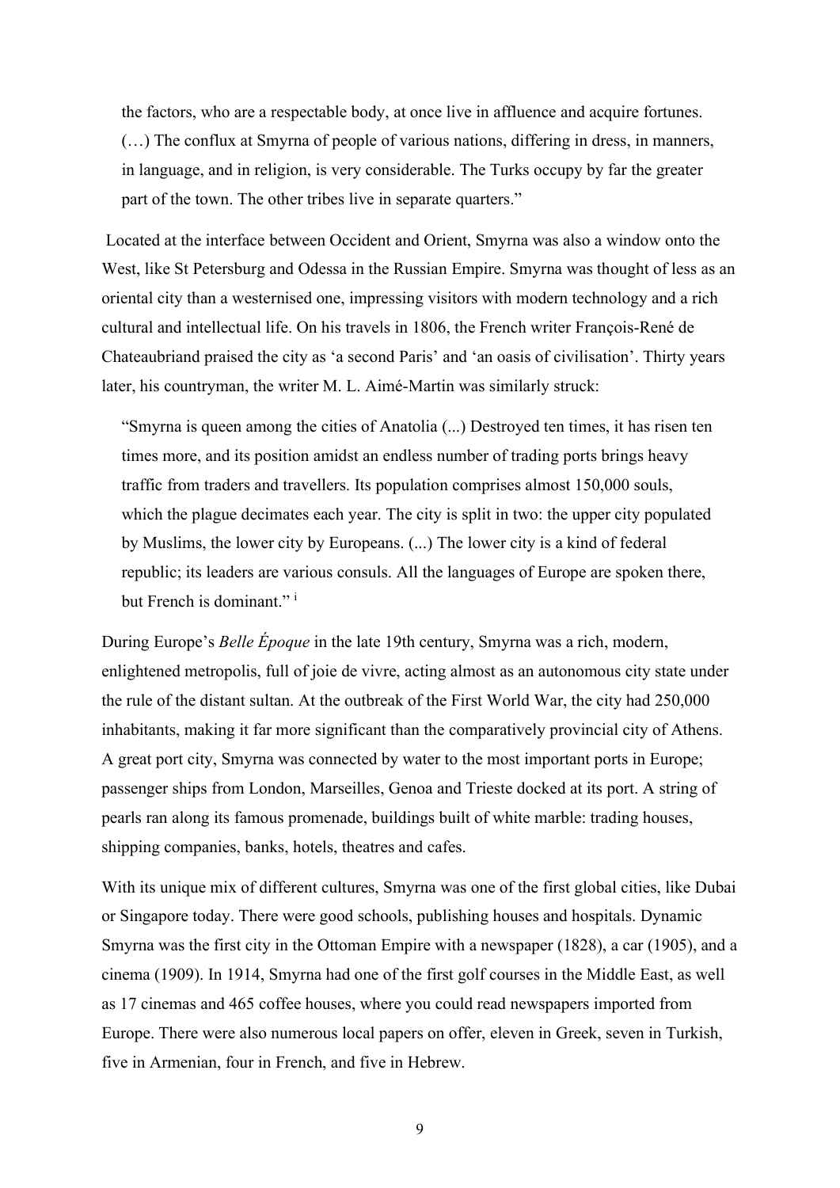> the factors, who are a respectable body, at once live in affluence and acquire fortunes. (…) The conflux at Smyrna of people of various nations, differing in dress, in manners, in language, and in religion, is very considerable. The Turks occupy by far the greater part of the town. The other tribes live in separate quarters."

Located at the interface between Occident and Orient, Smyrna was also a window onto the West, like St Petersburg and Odessa in the Russian Empire. Smyrna was thought of less as an oriental city than a westernised one, impressing visitors with modern technology and a rich cultural and intellectual life. On his travels in 1806, the French writer François-René de Chateaubriand praised the city as 'a second Paris' and 'an oasis of civilisation'. Thirty years later, his countryman, the writer M. L. Aimé-Martin was similarly struck:

> "Smyrna is queen among the cities of Anatolia (...) Destroyed ten times, it has risen ten times more, and its position amidst an endless number of trading ports brings heavy traffic from traders and travellers. Its population comprises almost 150,000 souls, which the plague decimates each year. The city is split in two: the upper city populated by Muslims, the lower city by Europeans. (...) The lower city is a kind of federal republic; its leaders are various consuls. All the languages of Europe are spoken there, but French is dominant." [i]

During Europe's *Belle Époque* in the late 19th century, Smyrna was a rich, modern, enlightened metropolis, full of joie de vivre, acting almost as an autonomous city state under the rule of the distant sultan. At the outbreak of the First World War, the city had 250,000 inhabitants, making it far more significant than the comparatively provincial city of Athens. A great port city, Smyrna was connected by water to the most important ports in Europe; passenger ships from London, Marseilles, Genoa and Trieste docked at its port. A string of pearls ran along its famous promenade, buildings built of white marble: trading houses, shipping companies, banks, hotels, theatres and cafes.

With its unique mix of different cultures, Smyrna was one of the first global cities, like Dubai or Singapore today. There were good schools, publishing houses and hospitals. Dynamic Smyrna was the first city in the Ottoman Empire with a newspaper (1828), a car (1905), and a cinema (1909). In 1914, Smyrna had one of the first golf courses in the Middle East, as well as 17 cinemas and 465 coffee houses, where you could read newspapers imported from Europe. There were also numerous local papers on offer, eleven in Greek, seven in Turkish, five in Armenian, four in French, and five in Hebrew.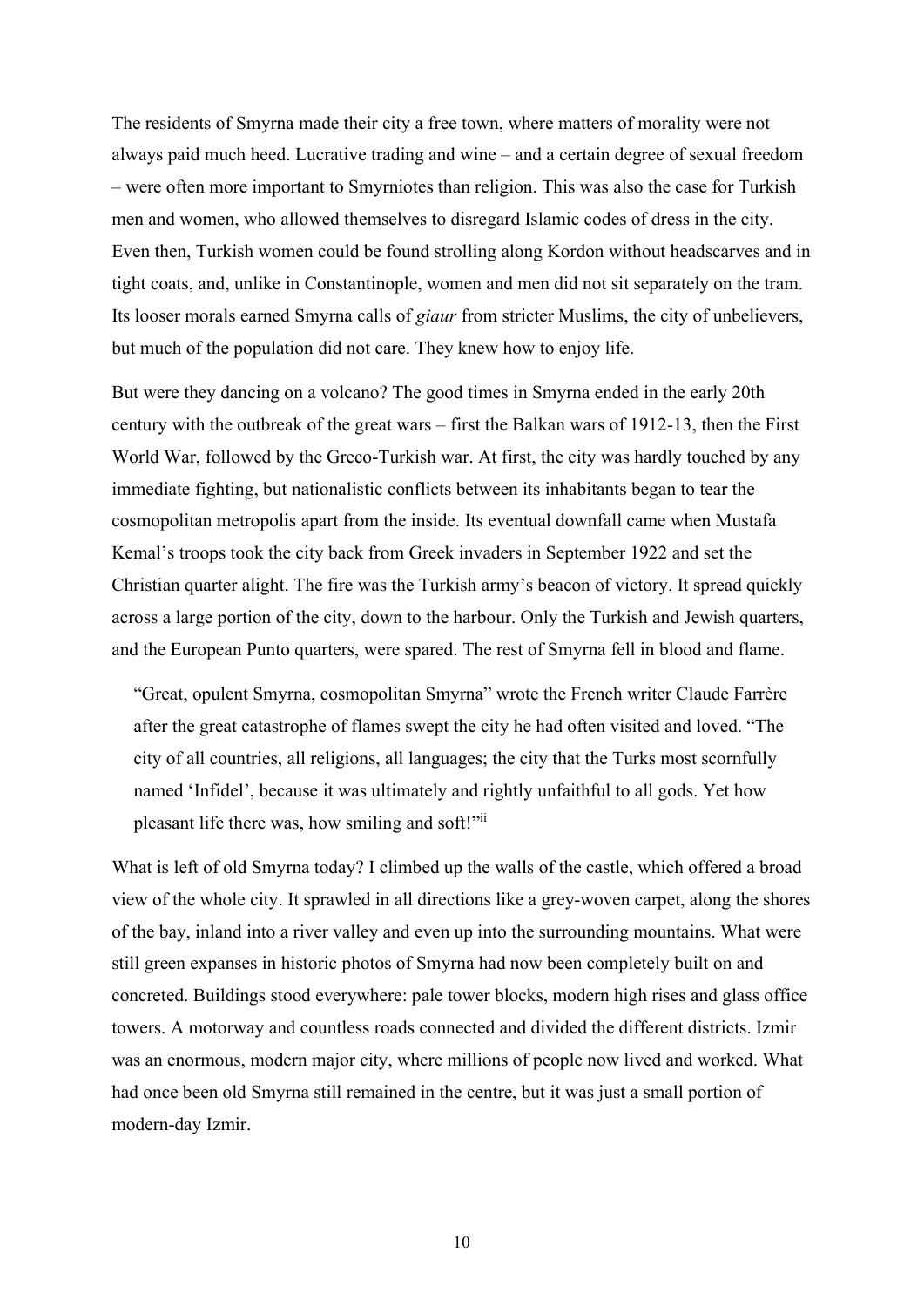The residents of Smyrna made their city a free town, where matters of morality were not always paid much heed. Lucrative trading and wine – and a certain degree of sexual freedom – were often more important to Smyrniotes than religion. This was also the case for Turkish men and women, who allowed themselves to disregard Islamic codes of dress in the city. Even then, Turkish women could be found strolling along Kordon without headscarves and in tight coats, and, unlike in Constantinople, women and men did not sit separately on the tram. Its looser morals earned Smyrna calls of *giaur* from stricter Muslims, the city of unbelievers, but much of the population did not care. They knew how to enjoy life.

But were they dancing on a volcano? The good times in Smyrna ended in the early 20th century with the outbreak of the great wars – first the Balkan wars of 1912-13, then the First World War, followed by the Greco-Turkish war. At first, the city was hardly touched by any immediate fighting, but nationalistic conflicts between its inhabitants began to tear the cosmopolitan metropolis apart from the inside. Its eventual downfall came when Mustafa Kemal's troops took the city back from Greek invaders in September 1922 and set the Christian quarter alight. The fire was the Turkish army's beacon of victory. It spread quickly across a large portion of the city, down to the harbour. Only the Turkish and Jewish quarters, and the European Punto quarters, were spared. The rest of Smyrna fell in blood and flame.

> "Great, opulent Smyrna, cosmopolitan Smyrna" wrote the French writer Claude Farrère after the great catastrophe of flames swept the city he had often visited and loved. "The city of all countries, all religions, all languages; the city that the Turks most scornfully named 'Infidel', because it was ultimately and rightly unfaithful to all gods. Yet how pleasant life there was, how smiling and soft!"[ii]

What is left of old Smyrna today? I climbed up the walls of the castle, which offered a broad view of the whole city. It sprawled in all directions like a grey-woven carpet, along the shores of the bay, inland into a river valley and even up into the surrounding mountains. What were still green expanses in historic photos of Smyrna had now been completely built on and concreted. Buildings stood everywhere: pale tower blocks, modern high rises and glass office towers. A motorway and countless roads connected and divided the different districts. Izmir was an enormous, modern major city, where millions of people now lived and worked. What had once been old Smyrna still remained in the centre, but it was just a small portion of modern-day Izmir.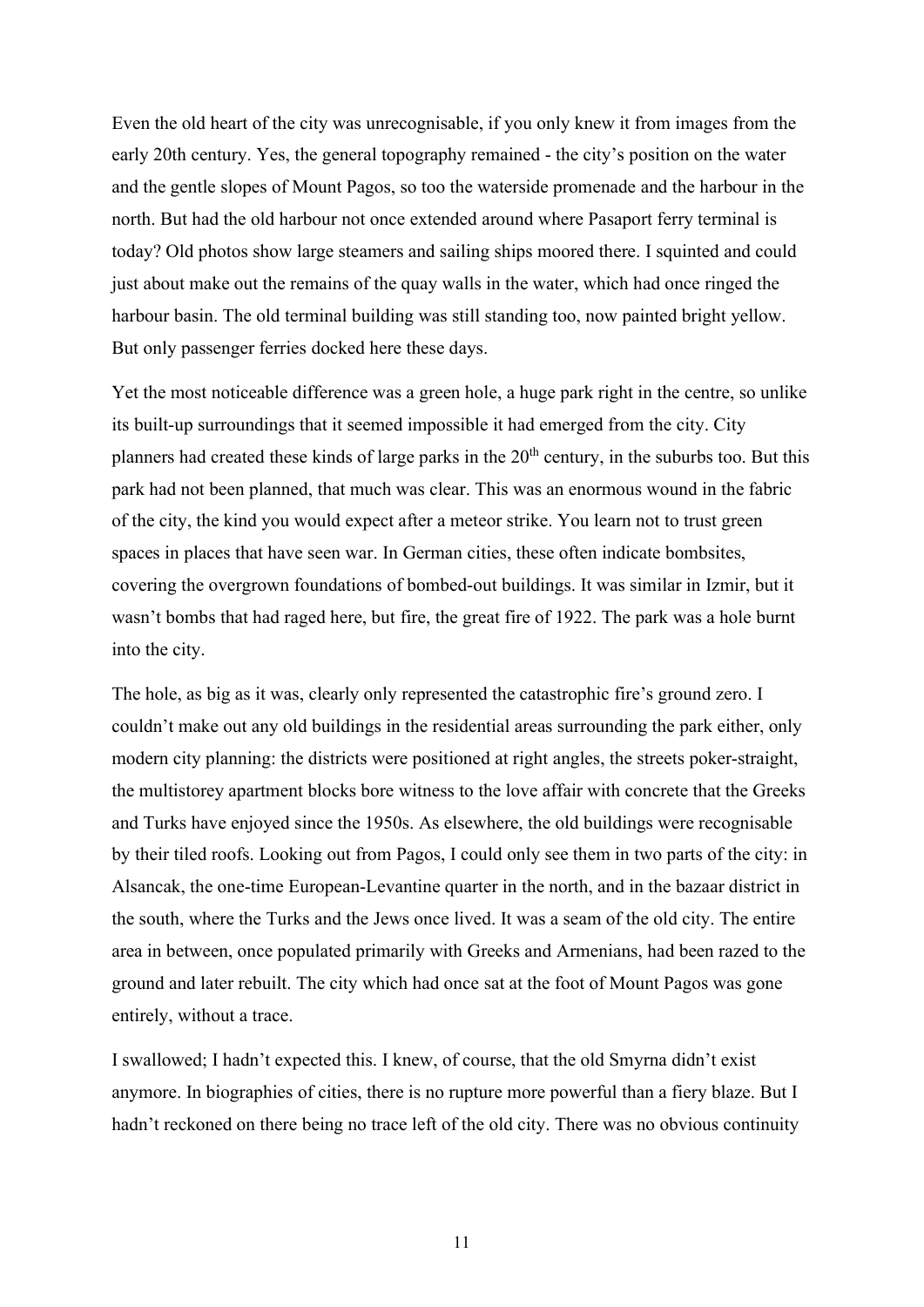Even the old heart of the city was unrecognisable, if you only knew it from images from the early 20th century. Yes, the general topography remained - the city's position on the water and the gentle slopes of Mount Pagos, so too the waterside promenade and the harbour in the north. But had the old harbour not once extended around where Pasaport ferry terminal is today? Old photos show large steamers and sailing ships moored there. I squinted and could just about make out the remains of the quay walls in the water, which had once ringed the harbour basin. The old terminal building was still standing too, now painted bright yellow. But only passenger ferries docked here these days.

Yet the most noticeable difference was a green hole, a huge park right in the centre, so unlike its built-up surroundings that it seemed impossible it had emerged from the city. City planners had created these kinds of large parks in the 20th century, in the suburbs too. But this park had not been planned, that much was clear. This was an enormous wound in the fabric of the city, the kind you would expect after a meteor strike. You learn not to trust green spaces in places that have seen war. In German cities, these often indicate bombsites, covering the overgrown foundations of bombed-out buildings. It was similar in Izmir, but it wasn't bombs that had raged here, but fire, the great fire of 1922. The park was a hole burnt into the city.

The hole, as big as it was, clearly only represented the catastrophic fire's ground zero. I couldn't make out any old buildings in the residential areas surrounding the park either, only modern city planning: the districts were positioned at right angles, the streets poker-straight, the multistorey apartment blocks bore witness to the love affair with concrete that the Greeks and Turks have enjoyed since the 1950s. As elsewhere, the old buildings were recognisable by their tiled roofs. Looking out from Pagos, I could only see them in two parts of the city: in Alsancak, the one-time European-Levantine quarter in the north, and in the bazaar district in the south, where the Turks and the Jews once lived. It was a seam of the old city. The entire area in between, once populated primarily with Greeks and Armenians, had been razed to the ground and later rebuilt. The city which had once sat at the foot of Mount Pagos was gone entirely, without a trace.

I swallowed; I hadn't expected this. I knew, of course, that the old Smyrna didn't exist anymore. In biographies of cities, there is no rupture more powerful than a fiery blaze. But I hadn't reckoned on there being no trace left of the old city. There was no obvious continuity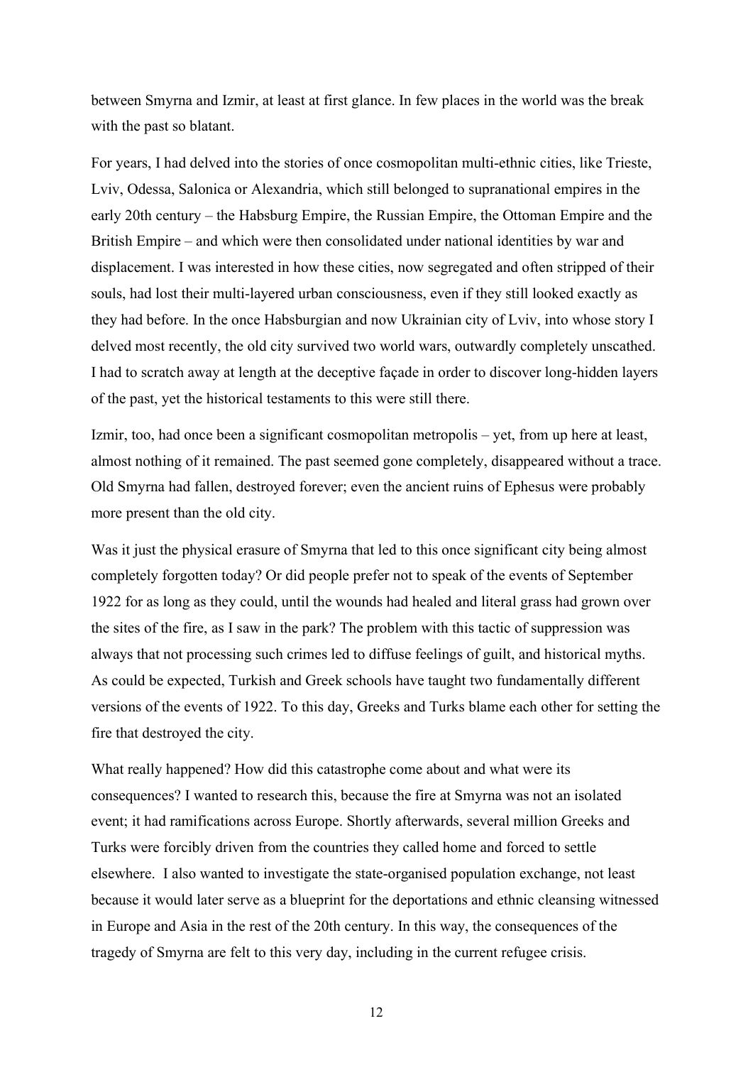between Smyrna and Izmir, at least at first glance. In few places in the world was the break with the past so blatant.

For years, I had delved into the stories of once cosmopolitan multi-ethnic cities, like Trieste, Lviv, Odessa, Salonica or Alexandria, which still belonged to supranational empires in the early 20th century – the Habsburg Empire, the Russian Empire, the Ottoman Empire and the British Empire – and which were then consolidated under national identities by war and displacement. I was interested in how these cities, now segregated and often stripped of their souls, had lost their multi-layered urban consciousness, even if they still looked exactly as they had before. In the once Habsburgian and now Ukrainian city of Lviv, into whose story I delved most recently, the old city survived two world wars, outwardly completely unscathed. I had to scratch away at length at the deceptive façade in order to discover long-hidden layers of the past, yet the historical testaments to this were still there.

Izmir, too, had once been a significant cosmopolitan metropolis – yet, from up here at least, almost nothing of it remained. The past seemed gone completely, disappeared without a trace. Old Smyrna had fallen, destroyed forever; even the ancient ruins of Ephesus were probably more present than the old city.

Was it just the physical erasure of Smyrna that led to this once significant city being almost completely forgotten today? Or did people prefer not to speak of the events of September 1922 for as long as they could, until the wounds had healed and literal grass had grown over the sites of the fire, as I saw in the park? The problem with this tactic of suppression was always that not processing such crimes led to diffuse feelings of guilt, and historical myths. As could be expected, Turkish and Greek schools have taught two fundamentally different versions of the events of 1922. To this day, Greeks and Turks blame each other for setting the fire that destroyed the city.

What really happened? How did this catastrophe come about and what were its consequences? I wanted to research this, because the fire at Smyrna was not an isolated event; it had ramifications across Europe. Shortly afterwards, several million Greeks and Turks were forcibly driven from the countries they called home and forced to settle elsewhere. I also wanted to investigate the state-organised population exchange, not least because it would later serve as a blueprint for the deportations and ethnic cleansing witnessed in Europe and Asia in the rest of the 20th century. In this way, the consequences of the tragedy of Smyrna are felt to this very day, including in the current refugee crisis.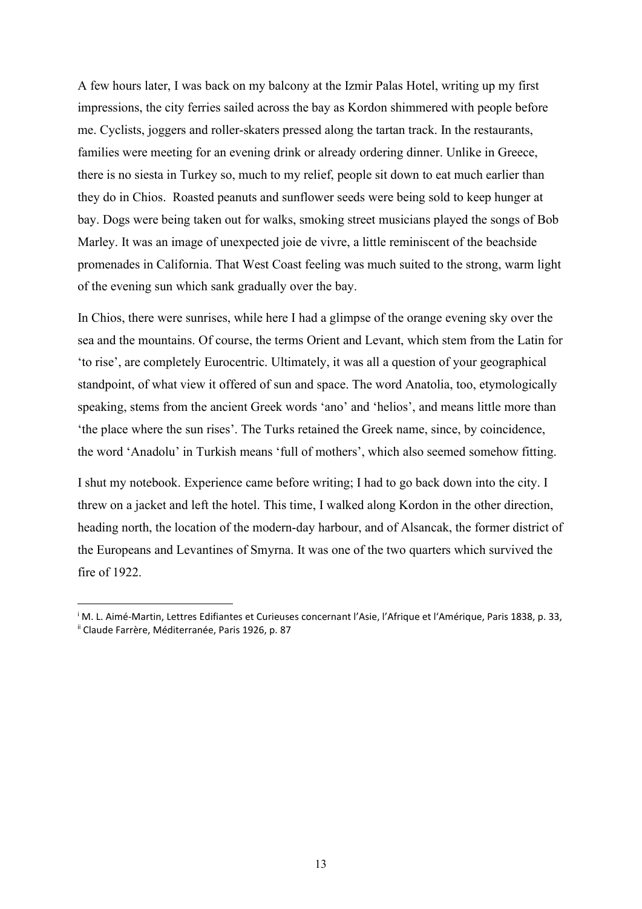A few hours later, I was back on my balcony at the Izmir Palas Hotel, writing up my first impressions, the city ferries sailed across the bay as Kordon shimmered with people before me. Cyclists, joggers and roller-skaters pressed along the tartan track. In the restaurants, families were meeting for an evening drink or already ordering dinner. Unlike in Greece, there is no siesta in Turkey so, much to my relief, people sit down to eat much earlier than they do in Chios. Roasted peanuts and sunflower seeds were being sold to keep hunger at bay. Dogs were being taken out for walks, smoking street musicians played the songs of Bob Marley. It was an image of unexpected joie de vivre, a little reminiscent of the beachside promenades in California. That West Coast feeling was much suited to the strong, warm light of the evening sun which sank gradually over the bay.

In Chios, there were sunrises, while here I had a glimpse of the orange evening sky over the sea and the mountains. Of course, the terms Orient and Levant, which stem from the Latin for 'to rise', are completely Eurocentric. Ultimately, it was all a question of your geographical standpoint, of what view it offered of sun and space. The word Anatolia, too, etymologically speaking, stems from the ancient Greek words 'ano' and 'helios', and means little more than 'the place where the sun rises'. The Turks retained the Greek name, since, by coincidence, the word 'Anadolu' in Turkish means 'full of mothers', which also seemed somehow fitting.

I shut my notebook. Experience came before writing; I had to go back down into the city. I threw on a jacket and left the hotel. This time, I walked along Kordon in the other direction, heading north, the location of the modern-day harbour, and of Alsancak, the former district of the Europeans and Levantines of Smyrna. It was one of the two quarters which survived the fire of 1922.

---

[i] M. L. Aimé-Martin, Lettres Edifiantes et Curieuses concernant l'Asie, l'Afrique et l'Amérique, Paris 1838, p. 33,

[ii] Claude Farrère, Méditerranée, Paris 1926, p. 87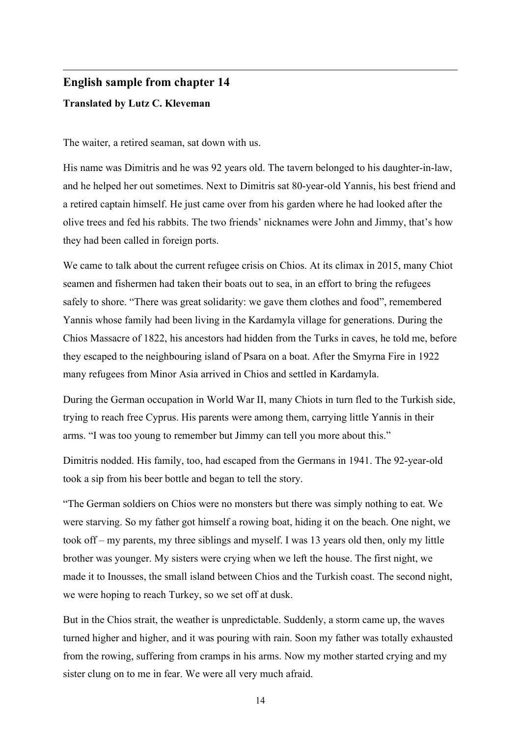---

## English sample from chapter 14

**Translated by Lutz C. Kleveman**

The waiter, a retired seaman, sat down with us.

His name was Dimitris and he was 92 years old. The tavern belonged to his daughter-in-law, and he helped her out sometimes. Next to Dimitris sat 80-year-old Yannis, his best friend and a retired captain himself. He just came over from his garden where he had looked after the olive trees and fed his rabbits. The two friends' nicknames were John and Jimmy, that's how they had been called in foreign ports.

We came to talk about the current refugee crisis on Chios. At its climax in 2015, many Chiot seamen and fishermen had taken their boats out to sea, in an effort to bring the refugees safely to shore. "There was great solidarity: we gave them clothes and food", remembered Yannis whose family had been living in the Kardamyla village for generations. During the Chios Massacre of 1822, his ancestors had hidden from the Turks in caves, he told me, before they escaped to the neighbouring island of Psara on a boat. After the Smyrna Fire in 1922 many refugees from Minor Asia arrived in Chios and settled in Kardamyla.

During the German occupation in World War II, many Chiots in turn fled to the Turkish side, trying to reach free Cyprus. His parents were among them, carrying little Yannis in their arms. "I was too young to remember but Jimmy can tell you more about this."

Dimitris nodded. His family, too, had escaped from the Germans in 1941. The 92-year-old took a sip from his beer bottle and began to tell the story.

"The German soldiers on Chios were no monsters but there was simply nothing to eat. We were starving. So my father got himself a rowing boat, hiding it on the beach. One night, we took off – my parents, my three siblings and myself. I was 13 years old then, only my little brother was younger. My sisters were crying when we left the house. The first night, we made it to Inousses, the small island between Chios and the Turkish coast. The second night, we were hoping to reach Turkey, so we set off at dusk.

But in the Chios strait, the weather is unpredictable. Suddenly, a storm came up, the waves turned higher and higher, and it was pouring with rain. Soon my father was totally exhausted from the rowing, suffering from cramps in his arms. Now my mother started crying and my sister clung on to me in fear. We were all very much afraid.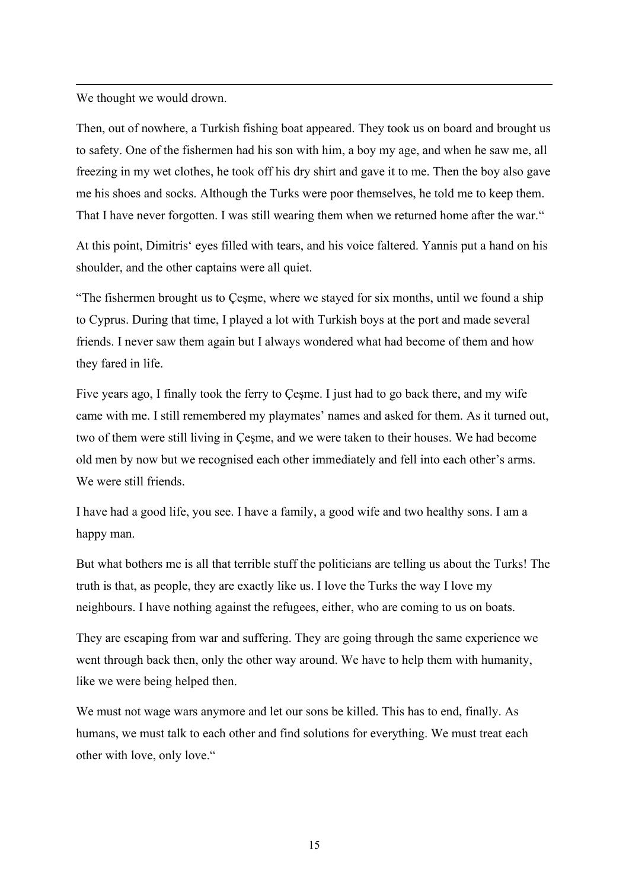We thought we would drown.

Then, out of nowhere, a Turkish fishing boat appeared. They took us on board and brought us to safety. One of the fishermen had his son with him, a boy my age, and when he saw me, all freezing in my wet clothes, he took off his dry shirt and gave it to me. Then the boy also gave me his shoes and socks. Although the Turks were poor themselves, he told me to keep them. That I have never forgotten. I was still wearing them when we returned home after the war."

At this point, Dimitris' eyes filled with tears, and his voice faltered. Yannis put a hand on his shoulder, and the other captains were all quiet.

"The fishermen brought us to Çeşme, where we stayed for six months, until we found a ship to Cyprus. During that time, I played a lot with Turkish boys at the port and made several friends. I never saw them again but I always wondered what had become of them and how they fared in life.

Five years ago, I finally took the ferry to Çeşme. I just had to go back there, and my wife came with me. I still remembered my playmates' names and asked for them. As it turned out, two of them were still living in Çeşme, and we were taken to their houses. We had become old men by now but we recognised each other immediately and fell into each other's arms. We were still friends.

I have had a good life, you see. I have a family, a good wife and two healthy sons. I am a happy man.

But what bothers me is all that terrible stuff the politicians are telling us about the Turks! The truth is that, as people, they are exactly like us. I love the Turks the way I love my neighbours. I have nothing against the refugees, either, who are coming to us on boats.

They are escaping from war and suffering. They are going through the same experience we went through back then, only the other way around. We have to help them with humanity, like we were being helped then.

We must not wage wars anymore and let our sons be killed. This has to end, finally. As humans, we must talk to each other and find solutions for everything. We must treat each other with love, only love."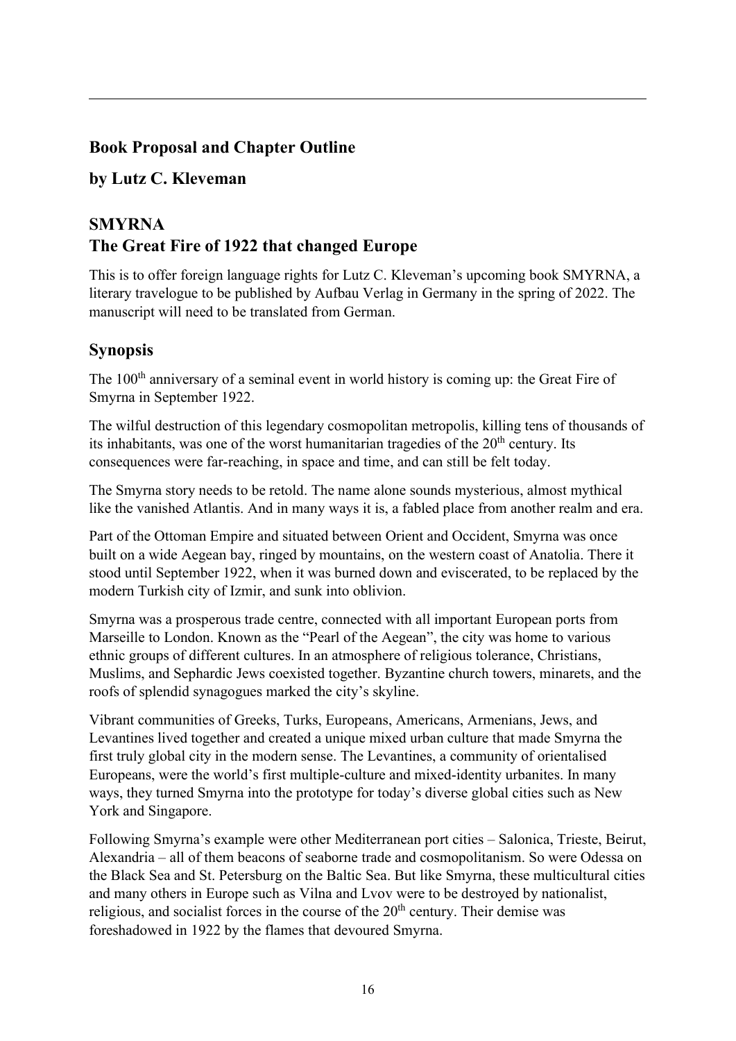## Book Proposal and Chapter Outline

## by Lutz C. Kleveman

## SMYRNA
## The Great Fire of 1922 that changed Europe

This is to offer foreign language rights for Lutz C. Kleveman's upcoming book SMYRNA, a literary travelogue to be published by Aufbau Verlag in Germany in the spring of 2022. The manuscript will need to be translated from German.

## Synopsis

The 100th anniversary of a seminal event in world history is coming up: the Great Fire of Smyrna in September 1922.

The wilful destruction of this legendary cosmopolitan metropolis, killing tens of thousands of its inhabitants, was one of the worst humanitarian tragedies of the 20th century. Its consequences were far-reaching, in space and time, and can still be felt today.

The Smyrna story needs to be retold. The name alone sounds mysterious, almost mythical like the vanished Atlantis. And in many ways it is, a fabled place from another realm and era.

Part of the Ottoman Empire and situated between Orient and Occident, Smyrna was once built on a wide Aegean bay, ringed by mountains, on the western coast of Anatolia. There it stood until September 1922, when it was burned down and eviscerated, to be replaced by the modern Turkish city of Izmir, and sunk into oblivion.

Smyrna was a prosperous trade centre, connected with all important European ports from Marseille to London. Known as the "Pearl of the Aegean", the city was home to various ethnic groups of different cultures. In an atmosphere of religious tolerance, Christians, Muslims, and Sephardic Jews coexisted together. Byzantine church towers, minarets, and the roofs of splendid synagogues marked the city's skyline.

Vibrant communities of Greeks, Turks, Europeans, Americans, Armenians, Jews, and Levantines lived together and created a unique mixed urban culture that made Smyrna the first truly global city in the modern sense. The Levantines, a community of orientalised Europeans, were the world's first multiple-culture and mixed-identity urbanites. In many ways, they turned Smyrna into the prototype for today's diverse global cities such as New York and Singapore.

Following Smyrna's example were other Mediterranean port cities – Salonica, Trieste, Beirut, Alexandria – all of them beacons of seaborne trade and cosmopolitanism. So were Odessa on the Black Sea and St. Petersburg on the Baltic Sea. But like Smyrna, these multicultural cities and many others in Europe such as Vilna and Lvov were to be destroyed by nationalist, religious, and socialist forces in the course of the 20th century. Their demise was foreshadowed in 1922 by the flames that devoured Smyrna.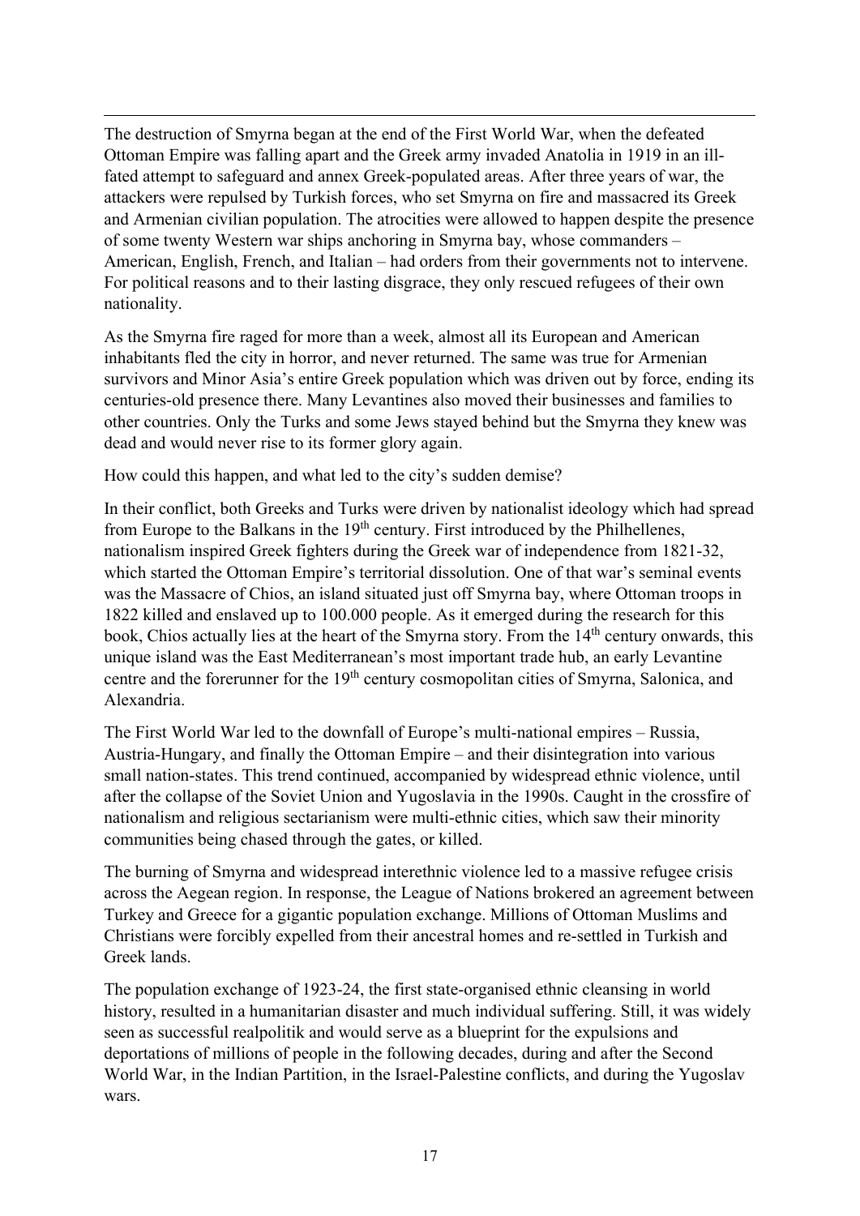The destruction of Smyrna began at the end of the First World War, when the defeated Ottoman Empire was falling apart and the Greek army invaded Anatolia in 1919 in an ill-fated attempt to safeguard and annex Greek-populated areas. After three years of war, the attackers were repulsed by Turkish forces, who set Smyrna on fire and massacred its Greek and Armenian civilian population. The atrocities were allowed to happen despite the presence of some twenty Western war ships anchoring in Smyrna bay, whose commanders – American, English, French, and Italian – had orders from their governments not to intervene. For political reasons and to their lasting disgrace, they only rescued refugees of their own nationality.

As the Smyrna fire raged for more than a week, almost all its European and American inhabitants fled the city in horror, and never returned. The same was true for Armenian survivors and Minor Asia's entire Greek population which was driven out by force, ending its centuries-old presence there. Many Levantines also moved their businesses and families to other countries. Only the Turks and some Jews stayed behind but the Smyrna they knew was dead and would never rise to its former glory again.

How could this happen, and what led to the city's sudden demise?

In their conflict, both Greeks and Turks were driven by nationalist ideology which had spread from Europe to the Balkans in the 19th century. First introduced by the Philhellenes, nationalism inspired Greek fighters during the Greek war of independence from 1821-32, which started the Ottoman Empire's territorial dissolution. One of that war's seminal events was the Massacre of Chios, an island situated just off Smyrna bay, where Ottoman troops in 1822 killed and enslaved up to 100.000 people. As it emerged during the research for this book, Chios actually lies at the heart of the Smyrna story. From the 14th century onwards, this unique island was the East Mediterranean's most important trade hub, an early Levantine centre and the forerunner for the 19th century cosmopolitan cities of Smyrna, Salonica, and Alexandria.

The First World War led to the downfall of Europe's multi-national empires – Russia, Austria-Hungary, and finally the Ottoman Empire – and their disintegration into various small nation-states. This trend continued, accompanied by widespread ethnic violence, until after the collapse of the Soviet Union and Yugoslavia in the 1990s. Caught in the crossfire of nationalism and religious sectarianism were multi-ethnic cities, which saw their minority communities being chased through the gates, or killed.

The burning of Smyrna and widespread interethnic violence led to a massive refugee crisis across the Aegean region. In response, the League of Nations brokered an agreement between Turkey and Greece for a gigantic population exchange. Millions of Ottoman Muslims and Christians were forcibly expelled from their ancestral homes and re-settled in Turkish and Greek lands.

The population exchange of 1923-24, the first state-organised ethnic cleansing in world history, resulted in a humanitarian disaster and much individual suffering. Still, it was widely seen as successful realpolitik and would serve as a blueprint for the expulsions and deportations of millions of people in the following decades, during and after the Second World War, in the Indian Partition, in the Israel-Palestine conflicts, and during the Yugoslav wars.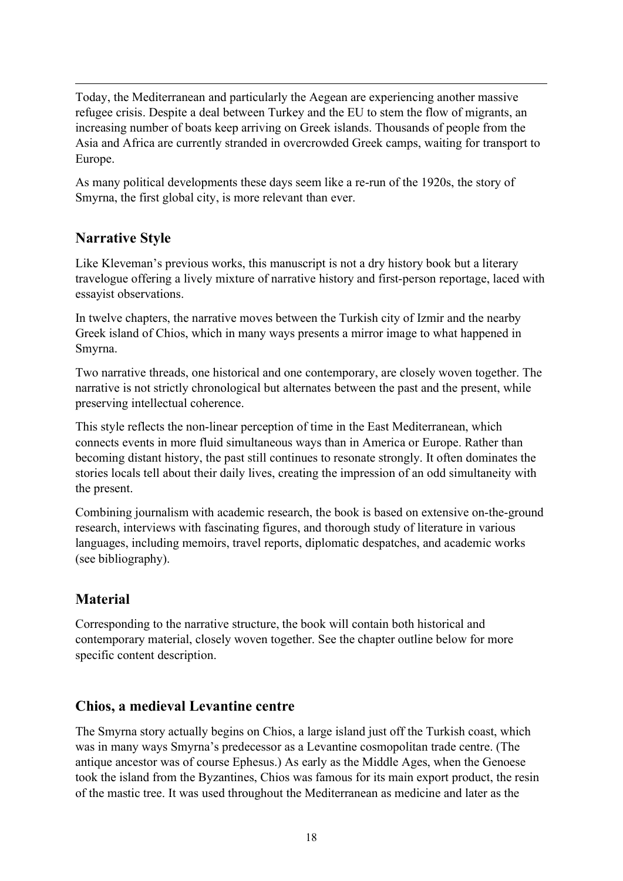Today, the Mediterranean and particularly the Aegean are experiencing another massive refugee crisis. Despite a deal between Turkey and the EU to stem the flow of migrants, an increasing number of boats keep arriving on Greek islands. Thousands of people from the Asia and Africa are currently stranded in overcrowded Greek camps, waiting for transport to Europe.

As many political developments these days seem like a re-run of the 1920s, the story of Smyrna, the first global city, is more relevant than ever.

## Narrative Style

Like Kleveman's previous works, this manuscript is not a dry history book but a literary travelogue offering a lively mixture of narrative history and first-person reportage, laced with essayist observations.

In twelve chapters, the narrative moves between the Turkish city of Izmir and the nearby Greek island of Chios, which in many ways presents a mirror image to what happened in Smyrna.

Two narrative threads, one historical and one contemporary, are closely woven together. The narrative is not strictly chronological but alternates between the past and the present, while preserving intellectual coherence.

This style reflects the non-linear perception of time in the East Mediterranean, which connects events in more fluid simultaneous ways than in America or Europe. Rather than becoming distant history, the past still continues to resonate strongly. It often dominates the stories locals tell about their daily lives, creating the impression of an odd simultaneity with the present.

Combining journalism with academic research, the book is based on extensive on-the-ground research, interviews with fascinating figures, and thorough study of literature in various languages, including memoirs, travel reports, diplomatic despatches, and academic works (see bibliography).

## Material

Corresponding to the narrative structure, the book will contain both historical and contemporary material, closely woven together. See the chapter outline below for more specific content description.

## Chios, a medieval Levantine centre

The Smyrna story actually begins on Chios, a large island just off the Turkish coast, which was in many ways Smyrna's predecessor as a Levantine cosmopolitan trade centre. (The antique ancestor was of course Ephesus.) As early as the Middle Ages, when the Genoese took the island from the Byzantines, Chios was famous for its main export product, the resin of the mastic tree. It was used throughout the Mediterranean as medicine and later as the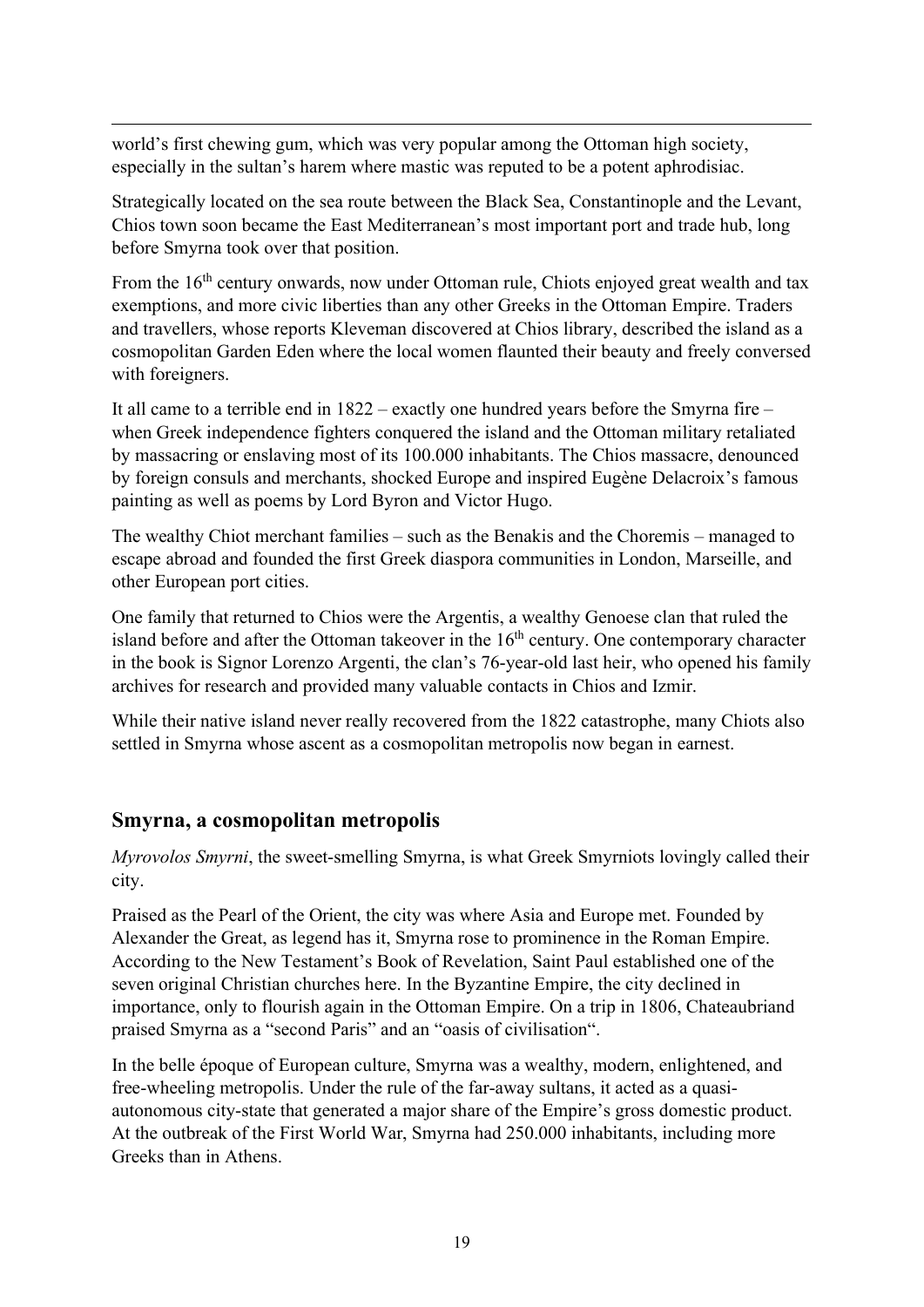world's first chewing gum, which was very popular among the Ottoman high society, especially in the sultan's harem where mastic was reputed to be a potent aphrodisiac.

Strategically located on the sea route between the Black Sea, Constantinople and the Levant, Chios town soon became the East Mediterranean's most important port and trade hub, long before Smyrna took over that position.

From the 16th century onwards, now under Ottoman rule, Chiots enjoyed great wealth and tax exemptions, and more civic liberties than any other Greeks in the Ottoman Empire. Traders and travellers, whose reports Kleveman discovered at Chios library, described the island as a cosmopolitan Garden Eden where the local women flaunted their beauty and freely conversed with foreigners.

It all came to a terrible end in 1822 – exactly one hundred years before the Smyrna fire – when Greek independence fighters conquered the island and the Ottoman military retaliated by massacring or enslaving most of its 100.000 inhabitants. The Chios massacre, denounced by foreign consuls and merchants, shocked Europe and inspired Eugène Delacroix's famous painting as well as poems by Lord Byron and Victor Hugo.

The wealthy Chiot merchant families – such as the Benakis and the Choremis – managed to escape abroad and founded the first Greek diaspora communities in London, Marseille, and other European port cities.

One family that returned to Chios were the Argentis, a wealthy Genoese clan that ruled the island before and after the Ottoman takeover in the 16th century. One contemporary character in the book is Signor Lorenzo Argenti, the clan's 76-year-old last heir, who opened his family archives for research and provided many valuable contacts in Chios and Izmir.

While their native island never really recovered from the 1822 catastrophe, many Chiots also settled in Smyrna whose ascent as a cosmopolitan metropolis now began in earnest.

## Smyrna, a cosmopolitan metropolis

*Myrovolos Smyrni*, the sweet-smelling Smyrna, is what Greek Smyrniots lovingly called their city.

Praised as the Pearl of the Orient, the city was where Asia and Europe met. Founded by Alexander the Great, as legend has it, Smyrna rose to prominence in the Roman Empire. According to the New Testament's Book of Revelation, Saint Paul established one of the seven original Christian churches here. In the Byzantine Empire, the city declined in importance, only to flourish again in the Ottoman Empire. On a trip in 1806, Chateaubriand praised Smyrna as a "second Paris" and an "oasis of civilisation".

In the belle époque of European culture, Smyrna was a wealthy, modern, enlightened, and free-wheeling metropolis. Under the rule of the far-away sultans, it acted as a quasi-autonomous city-state that generated a major share of the Empire's gross domestic product. At the outbreak of the First World War, Smyrna had 250.000 inhabitants, including more Greeks than in Athens.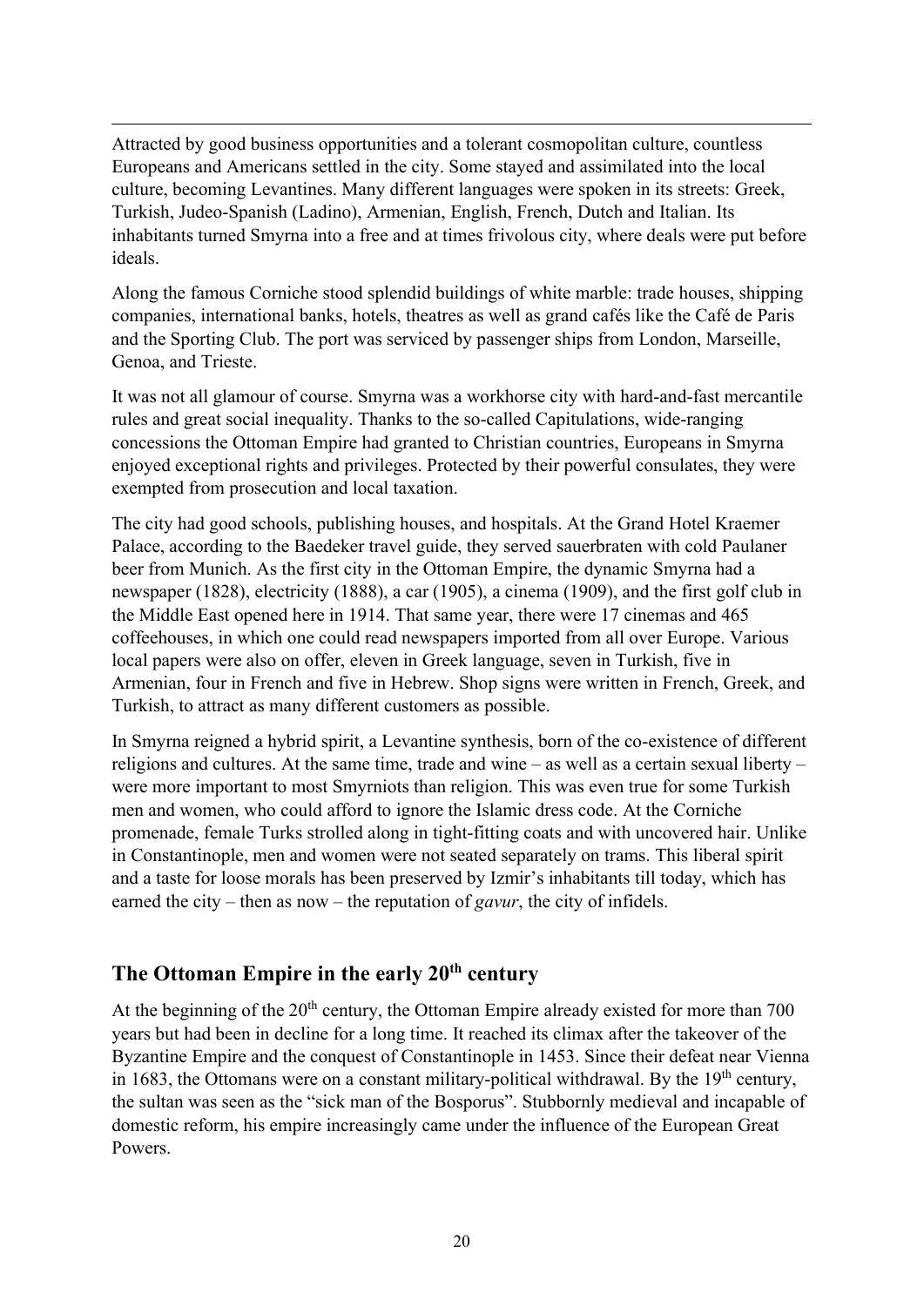Attracted by good business opportunities and a tolerant cosmopolitan culture, countless Europeans and Americans settled in the city. Some stayed and assimilated into the local culture, becoming Levantines. Many different languages were spoken in its streets: Greek, Turkish, Judeo-Spanish (Ladino), Armenian, English, French, Dutch and Italian. Its inhabitants turned Smyrna into a free and at times frivolous city, where deals were put before ideals.

Along the famous Corniche stood splendid buildings of white marble: trade houses, shipping companies, international banks, hotels, theatres as well as grand cafés like the Café de Paris and the Sporting Club. The port was serviced by passenger ships from London, Marseille, Genoa, and Trieste.

It was not all glamour of course. Smyrna was a workhorse city with hard-and-fast mercantile rules and great social inequality. Thanks to the so-called Capitulations, wide-ranging concessions the Ottoman Empire had granted to Christian countries, Europeans in Smyrna enjoyed exceptional rights and privileges. Protected by their powerful consulates, they were exempted from prosecution and local taxation.

The city had good schools, publishing houses, and hospitals. At the Grand Hotel Kraemer Palace, according to the Baedeker travel guide, they served sauerbraten with cold Paulaner beer from Munich. As the first city in the Ottoman Empire, the dynamic Smyrna had a newspaper (1828), electricity (1888), a car (1905), a cinema (1909), and the first golf club in the Middle East opened here in 1914. That same year, there were 17 cinemas and 465 coffeehouses, in which one could read newspapers imported from all over Europe. Various local papers were also on offer, eleven in Greek language, seven in Turkish, five in Armenian, four in French and five in Hebrew. Shop signs were written in French, Greek, and Turkish, to attract as many different customers as possible.

In Smyrna reigned a hybrid spirit, a Levantine synthesis, born of the co-existence of different religions and cultures. At the same time, trade and wine – as well as a certain sexual liberty – were more important to most Smyrniots than religion. This was even true for some Turkish men and women, who could afford to ignore the Islamic dress code. At the Corniche promenade, female Turks strolled along in tight-fitting coats and with uncovered hair. Unlike in Constantinople, men and women were not seated separately on trams. This liberal spirit and a taste for loose morals has been preserved by Izmir's inhabitants till today, which has earned the city – then as now – the reputation of *gavur*, the city of infidels.

## The Ottoman Empire in the early 20th century

At the beginning of the 20th century, the Ottoman Empire already existed for more than 700 years but had been in decline for a long time. It reached its climax after the takeover of the Byzantine Empire and the conquest of Constantinople in 1453. Since their defeat near Vienna in 1683, the Ottomans were on a constant military-political withdrawal. By the 19th century, the sultan was seen as the "sick man of the Bosporus". Stubbornly medieval and incapable of domestic reform, his empire increasingly came under the influence of the European Great Powers.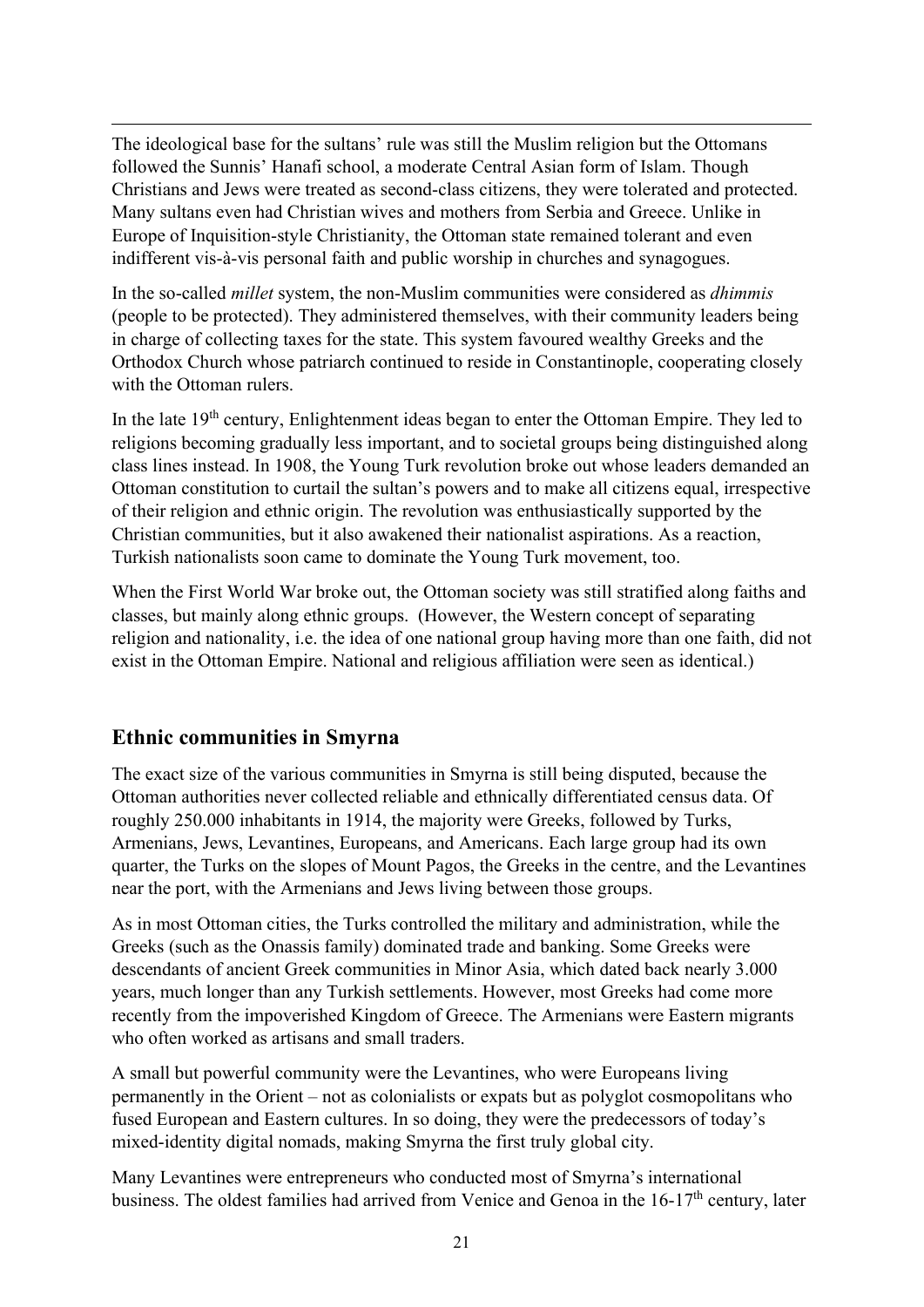The ideological base for the sultans' rule was still the Muslim religion but the Ottomans followed the Sunnis' Hanafi school, a moderate Central Asian form of Islam. Though Christians and Jews were treated as second-class citizens, they were tolerated and protected. Many sultans even had Christian wives and mothers from Serbia and Greece. Unlike in Europe of Inquisition-style Christianity, the Ottoman state remained tolerant and even indifferent vis-à-vis personal faith and public worship in churches and synagogues.

In the so-called *millet* system, the non-Muslim communities were considered as *dhimmis* (people to be protected). They administered themselves, with their community leaders being in charge of collecting taxes for the state. This system favoured wealthy Greeks and the Orthodox Church whose patriarch continued to reside in Constantinople, cooperating closely with the Ottoman rulers.

In the late 19th century, Enlightenment ideas began to enter the Ottoman Empire. They led to religions becoming gradually less important, and to societal groups being distinguished along class lines instead. In 1908, the Young Turk revolution broke out whose leaders demanded an Ottoman constitution to curtail the sultan's powers and to make all citizens equal, irrespective of their religion and ethnic origin. The revolution was enthusiastically supported by the Christian communities, but it also awakened their nationalist aspirations. As a reaction, Turkish nationalists soon came to dominate the Young Turk movement, too.

When the First World War broke out, the Ottoman society was still stratified along faiths and classes, but mainly along ethnic groups. (However, the Western concept of separating religion and nationality, i.e. the idea of one national group having more than one faith, did not exist in the Ottoman Empire. National and religious affiliation were seen as identical.)

## Ethnic communities in Smyrna

The exact size of the various communities in Smyrna is still being disputed, because the Ottoman authorities never collected reliable and ethnically differentiated census data. Of roughly 250.000 inhabitants in 1914, the majority were Greeks, followed by Turks, Armenians, Jews, Levantines, Europeans, and Americans. Each large group had its own quarter, the Turks on the slopes of Mount Pagos, the Greeks in the centre, and the Levantines near the port, with the Armenians and Jews living between those groups.

As in most Ottoman cities, the Turks controlled the military and administration, while the Greeks (such as the Onassis family) dominated trade and banking. Some Greeks were descendants of ancient Greek communities in Minor Asia, which dated back nearly 3.000 years, much longer than any Turkish settlements. However, most Greeks had come more recently from the impoverished Kingdom of Greece. The Armenians were Eastern migrants who often worked as artisans and small traders.

A small but powerful community were the Levantines, who were Europeans living permanently in the Orient – not as colonialists or expats but as polyglot cosmopolitans who fused European and Eastern cultures. In so doing, they were the predecessors of today's mixed-identity digital nomads, making Smyrna the first truly global city.

Many Levantines were entrepreneurs who conducted most of Smyrna's international business. The oldest families had arrived from Venice and Genoa in the 16-17th century, later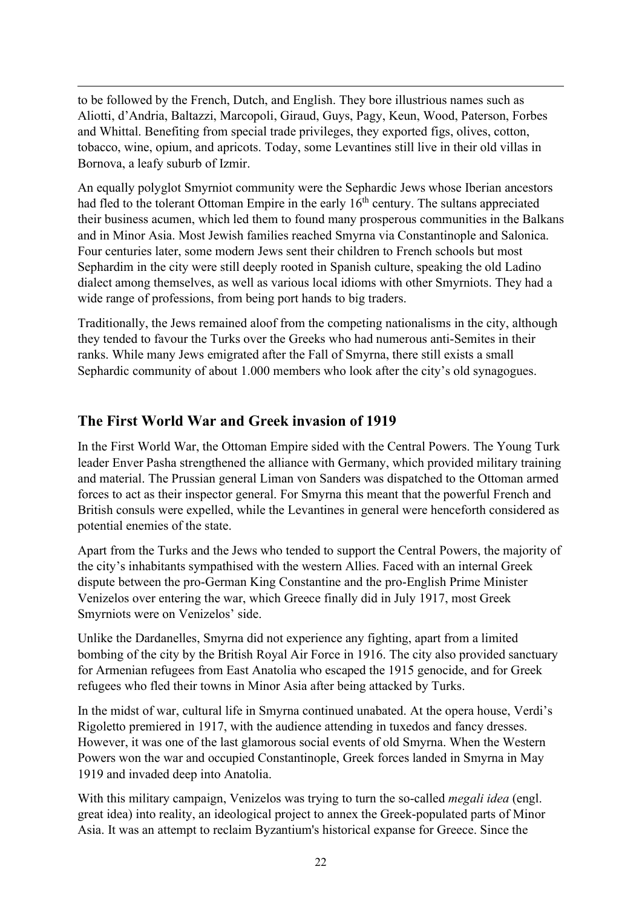to be followed by the French, Dutch, and English. They bore illustrious names such as Aliotti, d'Andria, Baltazzi, Marcopoli, Giraud, Guys, Pagy, Keun, Wood, Paterson, Forbes and Whittal. Benefiting from special trade privileges, they exported figs, olives, cotton, tobacco, wine, opium, and apricots. Today, some Levantines still live in their old villas in Bornova, a leafy suburb of Izmir.

An equally polyglot Smyrniot community were the Sephardic Jews whose Iberian ancestors had fled to the tolerant Ottoman Empire in the early 16th century. The sultans appreciated their business acumen, which led them to found many prosperous communities in the Balkans and in Minor Asia. Most Jewish families reached Smyrna via Constantinople and Salonica. Four centuries later, some modern Jews sent their children to French schools but most Sephardim in the city were still deeply rooted in Spanish culture, speaking the old Ladino dialect among themselves, as well as various local idioms with other Smyrniots. They had a wide range of professions, from being port hands to big traders.

Traditionally, the Jews remained aloof from the competing nationalisms in the city, although they tended to favour the Turks over the Greeks who had numerous anti-Semites in their ranks. While many Jews emigrated after the Fall of Smyrna, there still exists a small Sephardic community of about 1.000 members who look after the city's old synagogues.

## The First World War and Greek invasion of 1919

In the First World War, the Ottoman Empire sided with the Central Powers. The Young Turk leader Enver Pasha strengthened the alliance with Germany, which provided military training and material. The Prussian general Liman von Sanders was dispatched to the Ottoman armed forces to act as their inspector general. For Smyrna this meant that the powerful French and British consuls were expelled, while the Levantines in general were henceforth considered as potential enemies of the state.

Apart from the Turks and the Jews who tended to support the Central Powers, the majority of the city's inhabitants sympathised with the western Allies. Faced with an internal Greek dispute between the pro-German King Constantine and the pro-English Prime Minister Venizelos over entering the war, which Greece finally did in July 1917, most Greek Smyrniots were on Venizelos' side.

Unlike the Dardanelles, Smyrna did not experience any fighting, apart from a limited bombing of the city by the British Royal Air Force in 1916. The city also provided sanctuary for Armenian refugees from East Anatolia who escaped the 1915 genocide, and for Greek refugees who fled their towns in Minor Asia after being attacked by Turks.

In the midst of war, cultural life in Smyrna continued unabated. At the opera house, Verdi's Rigoletto premiered in 1917, with the audience attending in tuxedos and fancy dresses. However, it was one of the last glamorous social events of old Smyrna. When the Western Powers won the war and occupied Constantinople, Greek forces landed in Smyrna in May 1919 and invaded deep into Anatolia.

With this military campaign, Venizelos was trying to turn the so-called *megali idea* (engl. great idea) into reality, an ideological project to annex the Greek-populated parts of Minor Asia. It was an attempt to reclaim Byzantium's historical expanse for Greece. Since the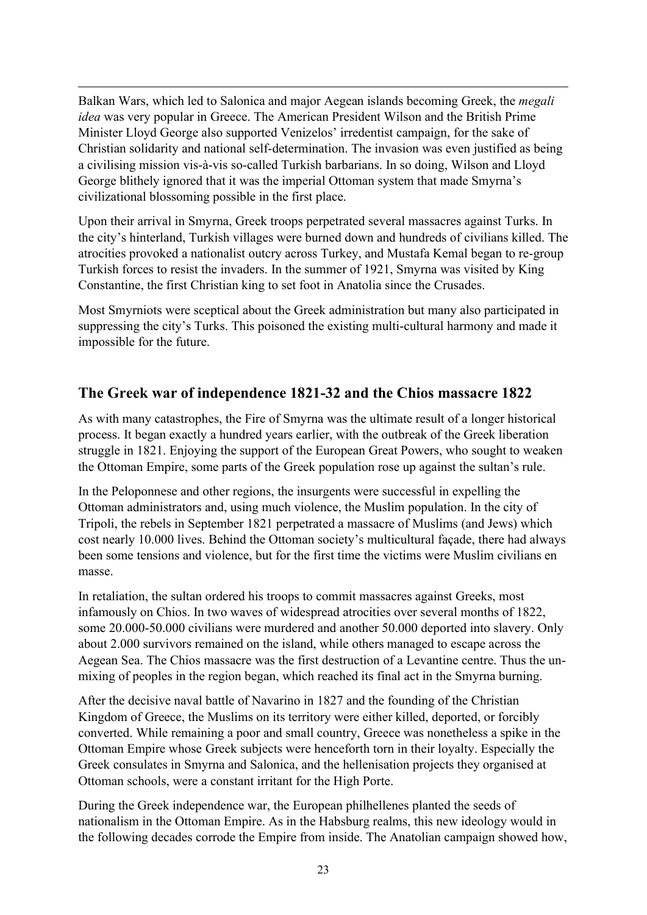Balkan Wars, which led to Salonica and major Aegean islands becoming Greek, the *megali idea* was very popular in Greece. The American President Wilson and the British Prime Minister Lloyd George also supported Venizelos' irredentist campaign, for the sake of Christian solidarity and national self-determination. The invasion was even justified as being a civilising mission vis-à-vis so-called Turkish barbarians. In so doing, Wilson and Lloyd George blithely ignored that it was the imperial Ottoman system that made Smyrna's civilizational blossoming possible in the first place.

Upon their arrival in Smyrna, Greek troops perpetrated several massacres against Turks. In the city's hinterland, Turkish villages were burned down and hundreds of civilians killed. The atrocities provoked a nationalist outcry across Turkey, and Mustafa Kemal began to re-group Turkish forces to resist the invaders. In the summer of 1921, Smyrna was visited by King Constantine, the first Christian king to set foot in Anatolia since the Crusades.

Most Smyrniots were sceptical about the Greek administration but many also participated in suppressing the city's Turks. This poisoned the existing multi-cultural harmony and made it impossible for the future.

## The Greek war of independence 1821-32 and the Chios massacre 1822

As with many catastrophes, the Fire of Smyrna was the ultimate result of a longer historical process. It began exactly a hundred years earlier, with the outbreak of the Greek liberation struggle in 1821. Enjoying the support of the European Great Powers, who sought to weaken the Ottoman Empire, some parts of the Greek population rose up against the sultan's rule.

In the Peloponnese and other regions, the insurgents were successful in expelling the Ottoman administrators and, using much violence, the Muslim population. In the city of Tripoli, the rebels in September 1821 perpetrated a massacre of Muslims (and Jews) which cost nearly 10.000 lives. Behind the Ottoman society's multicultural façade, there had always been some tensions and violence, but for the first time the victims were Muslim civilians en masse.

In retaliation, the sultan ordered his troops to commit massacres against Greeks, most infamously on Chios. In two waves of widespread atrocities over several months of 1822, some 20.000-50.000 civilians were murdered and another 50.000 deported into slavery. Only about 2.000 survivors remained on the island, while others managed to escape across the Aegean Sea. The Chios massacre was the first destruction of a Levantine centre. Thus the un-mixing of peoples in the region began, which reached its final act in the Smyrna burning.

After the decisive naval battle of Navarino in 1827 and the founding of the Christian Kingdom of Greece, the Muslims on its territory were either killed, deported, or forcibly converted. While remaining a poor and small country, Greece was nonetheless a spike in the Ottoman Empire whose Greek subjects were henceforth torn in their loyalty. Especially the Greek consulates in Smyrna and Salonica, and the hellenisation projects they organised at Ottoman schools, were a constant irritant for the High Porte.

During the Greek independence war, the European philhellenes planted the seeds of nationalism in the Ottoman Empire. As in the Habsburg realms, this new ideology would in the following decades corrode the Empire from inside. The Anatolian campaign showed how,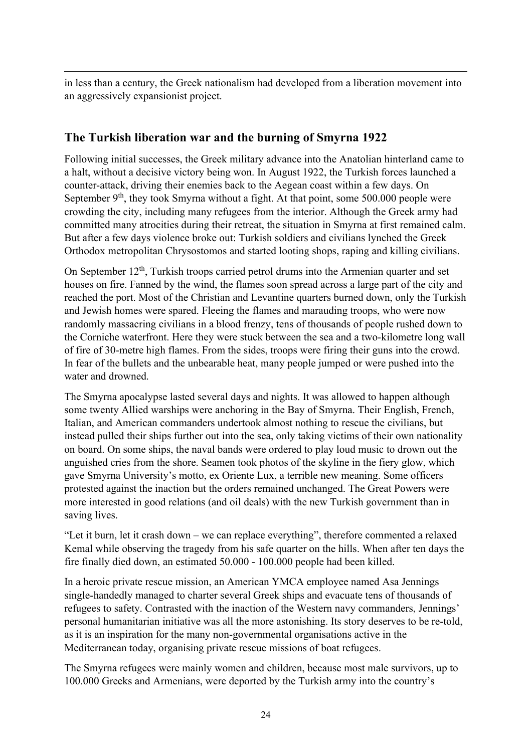in less than a century, the Greek nationalism had developed from a liberation movement into an aggressively expansionist project.

## The Turkish liberation war and the burning of Smyrna 1922

Following initial successes, the Greek military advance into the Anatolian hinterland came to a halt, without a decisive victory being won. In August 1922, the Turkish forces launched a counter-attack, driving their enemies back to the Aegean coast within a few days. On September 9th, they took Smyrna without a fight. At that point, some 500.000 people were crowding the city, including many refugees from the interior. Although the Greek army had committed many atrocities during their retreat, the situation in Smyrna at first remained calm. But after a few days violence broke out: Turkish soldiers and civilians lynched the Greek Orthodox metropolitan Chrysostomos and started looting shops, raping and killing civilians.

On September 12th, Turkish troops carried petrol drums into the Armenian quarter and set houses on fire. Fanned by the wind, the flames soon spread across a large part of the city and reached the port. Most of the Christian and Levantine quarters burned down, only the Turkish and Jewish homes were spared. Fleeing the flames and marauding troops, who were now randomly massacring civilians in a blood frenzy, tens of thousands of people rushed down to the Corniche waterfront. Here they were stuck between the sea and a two-kilometre long wall of fire of 30-metre high flames. From the sides, troops were firing their guns into the crowd. In fear of the bullets and the unbearable heat, many people jumped or were pushed into the water and drowned.

The Smyrna apocalypse lasted several days and nights. It was allowed to happen although some twenty Allied warships were anchoring in the Bay of Smyrna. Their English, French, Italian, and American commanders undertook almost nothing to rescue the civilians, but instead pulled their ships further out into the sea, only taking victims of their own nationality on board. On some ships, the naval bands were ordered to play loud music to drown out the anguished cries from the shore. Seamen took photos of the skyline in the fiery glow, which gave Smyrna University's motto, ex Oriente Lux, a terrible new meaning. Some officers protested against the inaction but the orders remained unchanged. The Great Powers were more interested in good relations (and oil deals) with the new Turkish government than in saving lives.

"Let it burn, let it crash down – we can replace everything", therefore commented a relaxed Kemal while observing the tragedy from his safe quarter on the hills. When after ten days the fire finally died down, an estimated 50.000 - 100.000 people had been killed.

In a heroic private rescue mission, an American YMCA employee named Asa Jennings single-handedly managed to charter several Greek ships and evacuate tens of thousands of refugees to safety. Contrasted with the inaction of the Western navy commanders, Jennings' personal humanitarian initiative was all the more astonishing. Its story deserves to be re-told, as it is an inspiration for the many non-governmental organisations active in the Mediterranean today, organising private rescue missions of boat refugees.

The Smyrna refugees were mainly women and children, because most male survivors, up to 100.000 Greeks and Armenians, were deported by the Turkish army into the country's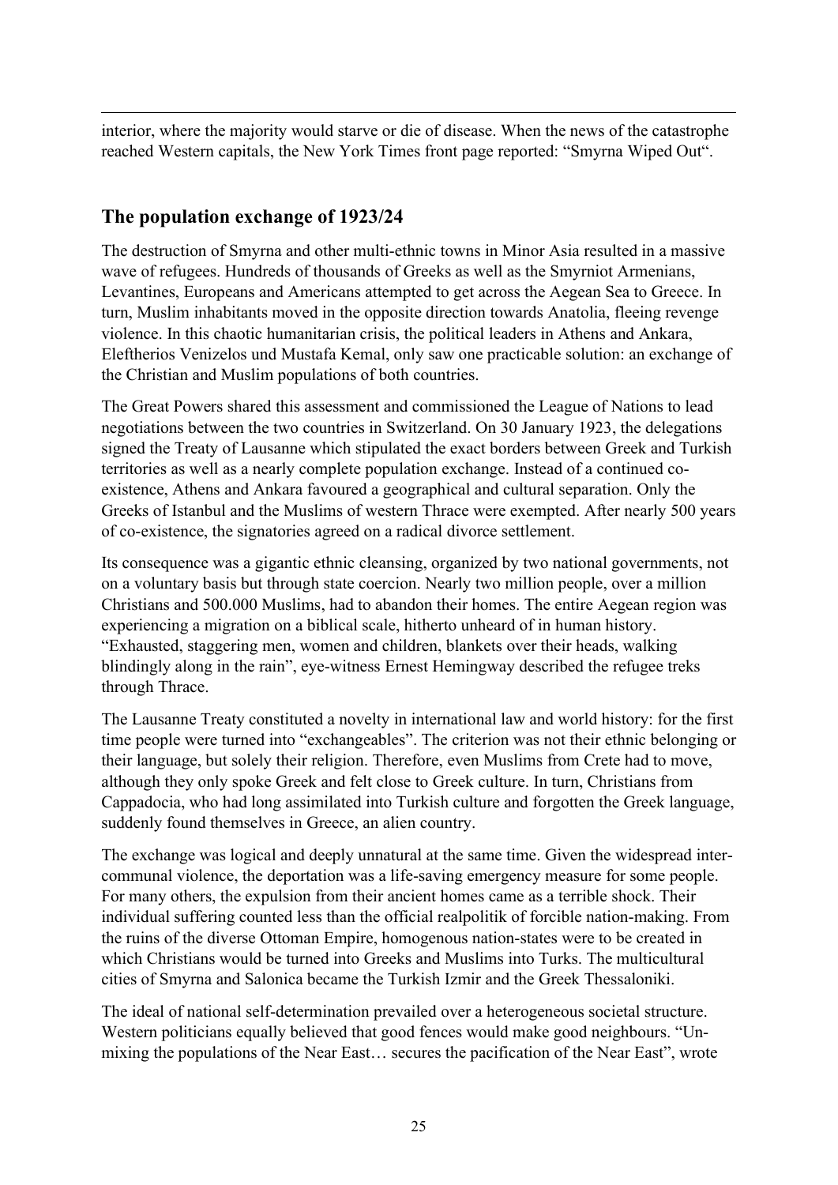interior, where the majority would starve or die of disease. When the news of the catastrophe reached Western capitals, the New York Times front page reported: "Smyrna Wiped Out".

## The population exchange of 1923/24

The destruction of Smyrna and other multi-ethnic towns in Minor Asia resulted in a massive wave of refugees. Hundreds of thousands of Greeks as well as the Smyrniot Armenians, Levantines, Europeans and Americans attempted to get across the Aegean Sea to Greece. In turn, Muslim inhabitants moved in the opposite direction towards Anatolia, fleeing revenge violence. In this chaotic humanitarian crisis, the political leaders in Athens and Ankara, Eleftherios Venizelos und Mustafa Kemal, only saw one practicable solution: an exchange of the Christian and Muslim populations of both countries.

The Great Powers shared this assessment and commissioned the League of Nations to lead negotiations between the two countries in Switzerland. On 30 January 1923, the delegations signed the Treaty of Lausanne which stipulated the exact borders between Greek and Turkish territories as well as a nearly complete population exchange. Instead of a continued co-existence, Athens and Ankara favoured a geographical and cultural separation. Only the Greeks of Istanbul and the Muslims of western Thrace were exempted. After nearly 500 years of co-existence, the signatories agreed on a radical divorce settlement.

Its consequence was a gigantic ethnic cleansing, organized by two national governments, not on a voluntary basis but through state coercion. Nearly two million people, over a million Christians and 500.000 Muslims, had to abandon their homes. The entire Aegean region was experiencing a migration on a biblical scale, hitherto unheard of in human history. "Exhausted, staggering men, women and children, blankets over their heads, walking blindingly along in the rain", eye-witness Ernest Hemingway described the refugee treks through Thrace.

The Lausanne Treaty constituted a novelty in international law and world history: for the first time people were turned into "exchangeables". The criterion was not their ethnic belonging or their language, but solely their religion. Therefore, even Muslims from Crete had to move, although they only spoke Greek and felt close to Greek culture. In turn, Christians from Cappadocia, who had long assimilated into Turkish culture and forgotten the Greek language, suddenly found themselves in Greece, an alien country.

The exchange was logical and deeply unnatural at the same time. Given the widespread inter-communal violence, the deportation was a life-saving emergency measure for some people. For many others, the expulsion from their ancient homes came as a terrible shock. Their individual suffering counted less than the official realpolitik of forcible nation-making. From the ruins of the diverse Ottoman Empire, homogenous nation-states were to be created in which Christians would be turned into Greeks and Muslims into Turks. The multicultural cities of Smyrna and Salonica became the Turkish Izmir and the Greek Thessaloniki.

The ideal of national self-determination prevailed over a heterogeneous societal structure. Western politicians equally believed that good fences would make good neighbours. "Un-mixing the populations of the Near East… secures the pacification of the Near East", wrote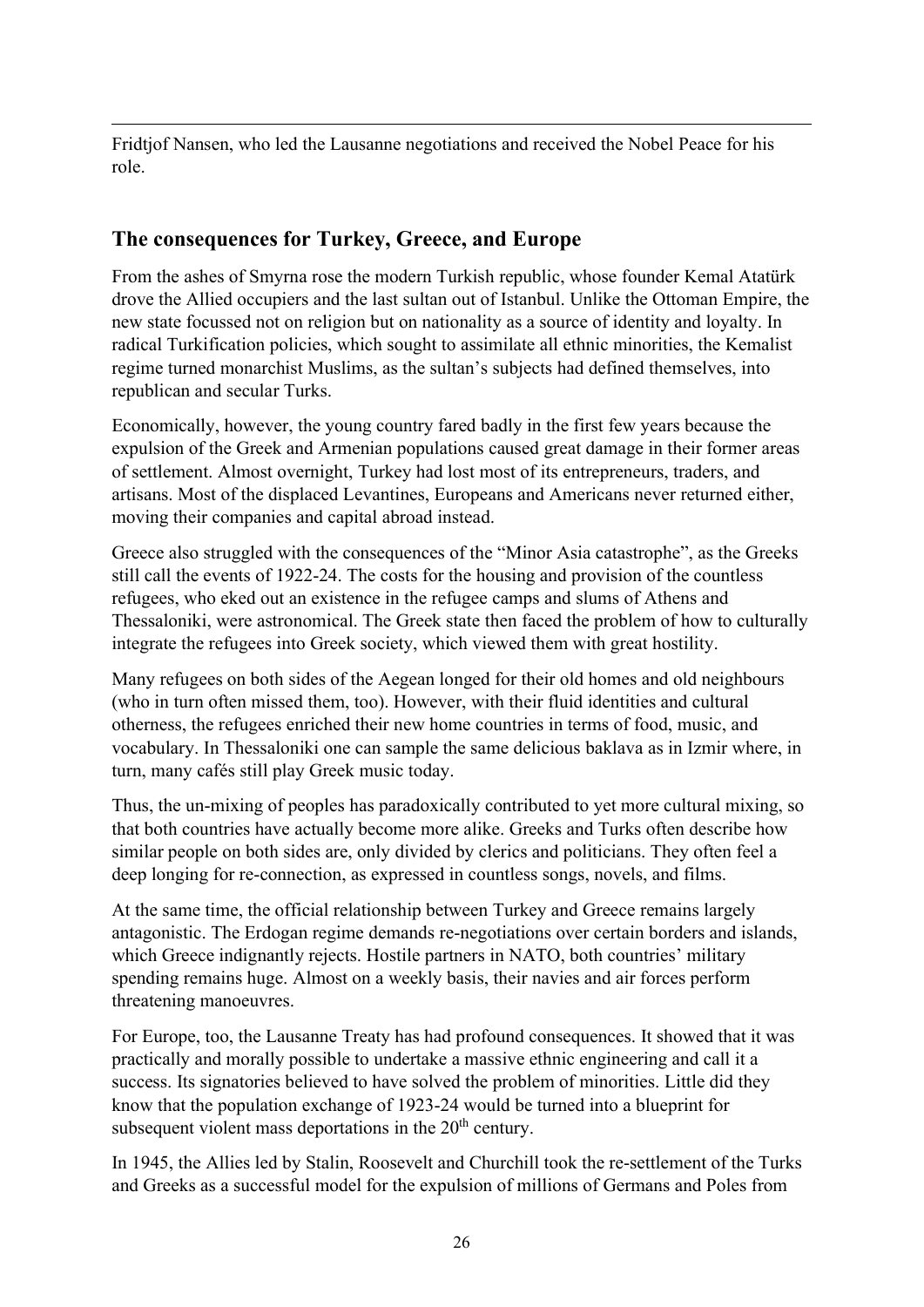Fridtjof Nansen, who led the Lausanne negotiations and received the Nobel Peace for his role.

## The consequences for Turkey, Greece, and Europe

From the ashes of Smyrna rose the modern Turkish republic, whose founder Kemal Atatürk drove the Allied occupiers and the last sultan out of Istanbul. Unlike the Ottoman Empire, the new state focussed not on religion but on nationality as a source of identity and loyalty. In radical Turkification policies, which sought to assimilate all ethnic minorities, the Kemalist regime turned monarchist Muslims, as the sultan's subjects had defined themselves, into republican and secular Turks.

Economically, however, the young country fared badly in the first few years because the expulsion of the Greek and Armenian populations caused great damage in their former areas of settlement. Almost overnight, Turkey had lost most of its entrepreneurs, traders, and artisans. Most of the displaced Levantines, Europeans and Americans never returned either, moving their companies and capital abroad instead.

Greece also struggled with the consequences of the "Minor Asia catastrophe", as the Greeks still call the events of 1922-24. The costs for the housing and provision of the countless refugees, who eked out an existence in the refugee camps and slums of Athens and Thessaloniki, were astronomical. The Greek state then faced the problem of how to culturally integrate the refugees into Greek society, which viewed them with great hostility.

Many refugees on both sides of the Aegean longed for their old homes and old neighbours (who in turn often missed them, too). However, with their fluid identities and cultural otherness, the refugees enriched their new home countries in terms of food, music, and vocabulary. In Thessaloniki one can sample the same delicious baklava as in Izmir where, in turn, many cafés still play Greek music today.

Thus, the un-mixing of peoples has paradoxically contributed to yet more cultural mixing, so that both countries have actually become more alike. Greeks and Turks often describe how similar people on both sides are, only divided by clerics and politicians. They often feel a deep longing for re-connection, as expressed in countless songs, novels, and films.

At the same time, the official relationship between Turkey and Greece remains largely antagonistic. The Erdogan regime demands re-negotiations over certain borders and islands, which Greece indignantly rejects. Hostile partners in NATO, both countries' military spending remains huge. Almost on a weekly basis, their navies and air forces perform threatening manoeuvres.

For Europe, too, the Lausanne Treaty has had profound consequences. It showed that it was practically and morally possible to undertake a massive ethnic engineering and call it a success. Its signatories believed to have solved the problem of minorities. Little did they know that the population exchange of 1923-24 would be turned into a blueprint for subsequent violent mass deportations in the 20th century.

In 1945, the Allies led by Stalin, Roosevelt and Churchill took the re-settlement of the Turks and Greeks as a successful model for the expulsion of millions of Germans and Poles from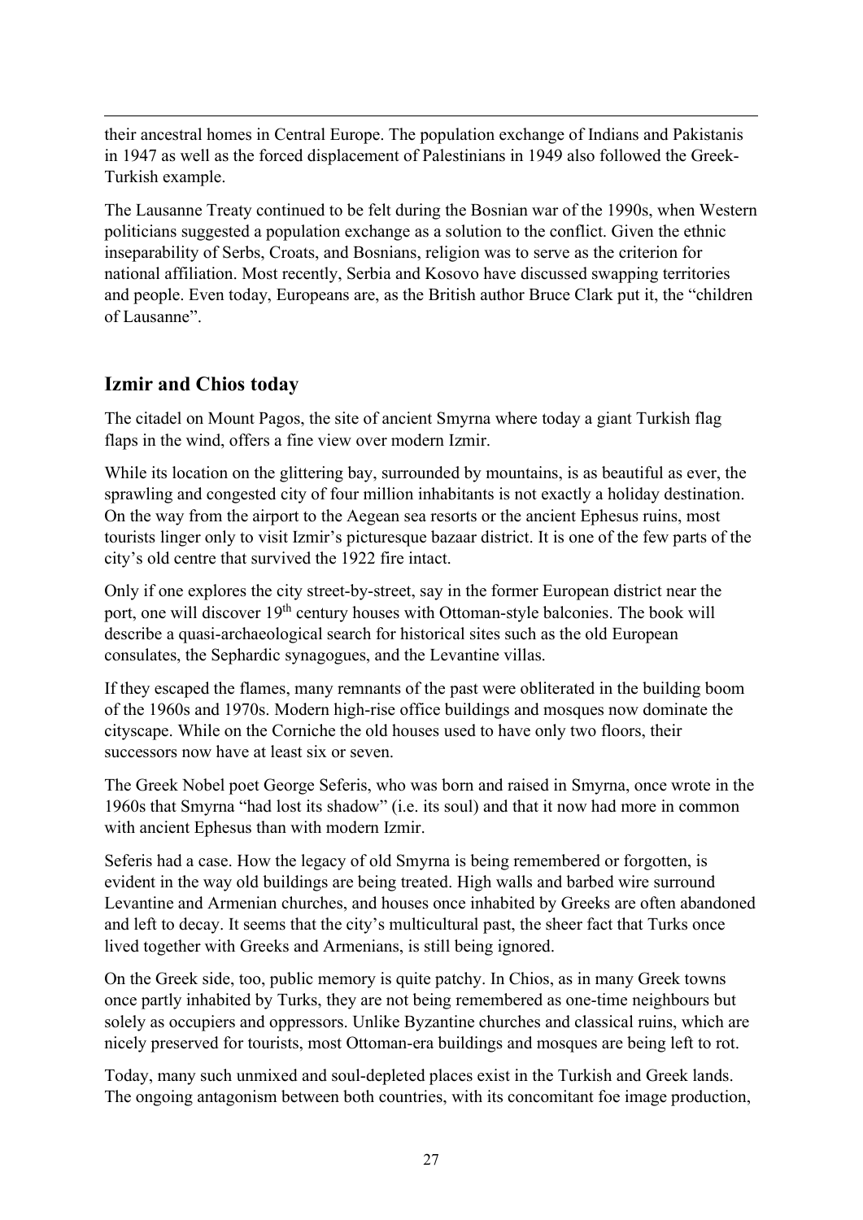their ancestral homes in Central Europe. The population exchange of Indians and Pakistanis in 1947 as well as the forced displacement of Palestinians in 1949 also followed the Greek-Turkish example.

The Lausanne Treaty continued to be felt during the Bosnian war of the 1990s, when Western politicians suggested a population exchange as a solution to the conflict. Given the ethnic inseparability of Serbs, Croats, and Bosnians, religion was to serve as the criterion for national affiliation. Most recently, Serbia and Kosovo have discussed swapping territories and people. Even today, Europeans are, as the British author Bruce Clark put it, the "children of Lausanne".

## Izmir and Chios today

The citadel on Mount Pagos, the site of ancient Smyrna where today a giant Turkish flag flaps in the wind, offers a fine view over modern Izmir.

While its location on the glittering bay, surrounded by mountains, is as beautiful as ever, the sprawling and congested city of four million inhabitants is not exactly a holiday destination. On the way from the airport to the Aegean sea resorts or the ancient Ephesus ruins, most tourists linger only to visit Izmir's picturesque bazaar district. It is one of the few parts of the city's old centre that survived the 1922 fire intact.

Only if one explores the city street-by-street, say in the former European district near the port, one will discover 19th century houses with Ottoman-style balconies. The book will describe a quasi-archaeological search for historical sites such as the old European consulates, the Sephardic synagogues, and the Levantine villas.

If they escaped the flames, many remnants of the past were obliterated in the building boom of the 1960s and 1970s. Modern high-rise office buildings and mosques now dominate the cityscape. While on the Corniche the old houses used to have only two floors, their successors now have at least six or seven.

The Greek Nobel poet George Seferis, who was born and raised in Smyrna, once wrote in the 1960s that Smyrna "had lost its shadow" (i.e. its soul) and that it now had more in common with ancient Ephesus than with modern Izmir.

Seferis had a case. How the legacy of old Smyrna is being remembered or forgotten, is evident in the way old buildings are being treated. High walls and barbed wire surround Levantine and Armenian churches, and houses once inhabited by Greeks are often abandoned and left to decay. It seems that the city's multicultural past, the sheer fact that Turks once lived together with Greeks and Armenians, is still being ignored.

On the Greek side, too, public memory is quite patchy. In Chios, as in many Greek towns once partly inhabited by Turks, they are not being remembered as one-time neighbours but solely as occupiers and oppressors. Unlike Byzantine churches and classical ruins, which are nicely preserved for tourists, most Ottoman-era buildings and mosques are being left to rot.

Today, many such unmixed and soul-depleted places exist in the Turkish and Greek lands. The ongoing antagonism between both countries, with its concomitant foe image production,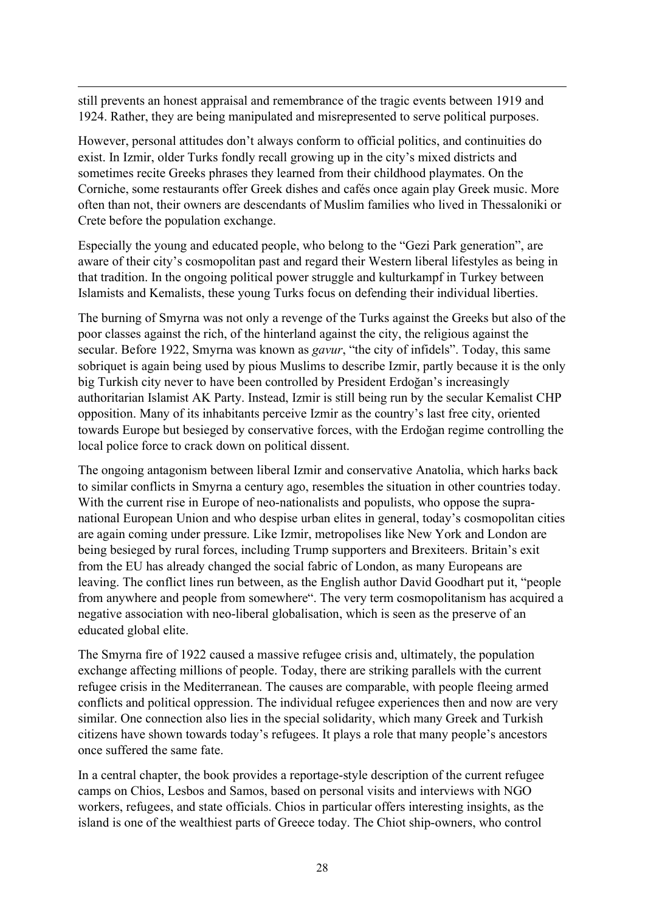still prevents an honest appraisal and remembrance of the tragic events between 1919 and 1924. Rather, they are being manipulated and misrepresented to serve political purposes.

However, personal attitudes don't always conform to official politics, and continuities do exist. In Izmir, older Turks fondly recall growing up in the city's mixed districts and sometimes recite Greeks phrases they learned from their childhood playmates. On the Corniche, some restaurants offer Greek dishes and cafés once again play Greek music. More often than not, their owners are descendants of Muslim families who lived in Thessaloniki or Crete before the population exchange.

Especially the young and educated people, who belong to the "Gezi Park generation", are aware of their city's cosmopolitan past and regard their Western liberal lifestyles as being in that tradition. In the ongoing political power struggle and kulturkampf in Turkey between Islamists and Kemalists, these young Turks focus on defending their individual liberties.

The burning of Smyrna was not only a revenge of the Turks against the Greeks but also of the poor classes against the rich, of the hinterland against the city, the religious against the secular. Before 1922, Smyrna was known as *gavur*, "the city of infidels". Today, this same sobriquet is again being used by pious Muslims to describe Izmir, partly because it is the only big Turkish city never to have been controlled by President Erdoğan's increasingly authoritarian Islamist AK Party. Instead, Izmir is still being run by the secular Kemalist CHP opposition. Many of its inhabitants perceive Izmir as the country's last free city, oriented towards Europe but besieged by conservative forces, with the Erdoğan regime controlling the local police force to crack down on political dissent.

The ongoing antagonism between liberal Izmir and conservative Anatolia, which harks back to similar conflicts in Smyrna a century ago, resembles the situation in other countries today. With the current rise in Europe of neo-nationalists and populists, who oppose the supra-national European Union and who despise urban elites in general, today's cosmopolitan cities are again coming under pressure. Like Izmir, metropolises like New York and London are being besieged by rural forces, including Trump supporters and Brexiteers. Britain's exit from the EU has already changed the social fabric of London, as many Europeans are leaving. The conflict lines run between, as the English author David Goodhart put it, "people from anywhere and people from somewhere". The very term cosmopolitanism has acquired a negative association with neo-liberal globalisation, which is seen as the preserve of an educated global elite.

The Smyrna fire of 1922 caused a massive refugee crisis and, ultimately, the population exchange affecting millions of people. Today, there are striking parallels with the current refugee crisis in the Mediterranean. The causes are comparable, with people fleeing armed conflicts and political oppression. The individual refugee experiences then and now are very similar. One connection also lies in the special solidarity, which many Greek and Turkish citizens have shown towards today's refugees. It plays a role that many people's ancestors once suffered the same fate.

In a central chapter, the book provides a reportage-style description of the current refugee camps on Chios, Lesbos and Samos, based on personal visits and interviews with NGO workers, refugees, and state officials. Chios in particular offers interesting insights, as the island is one of the wealthiest parts of Greece today. The Chiot ship-owners, who control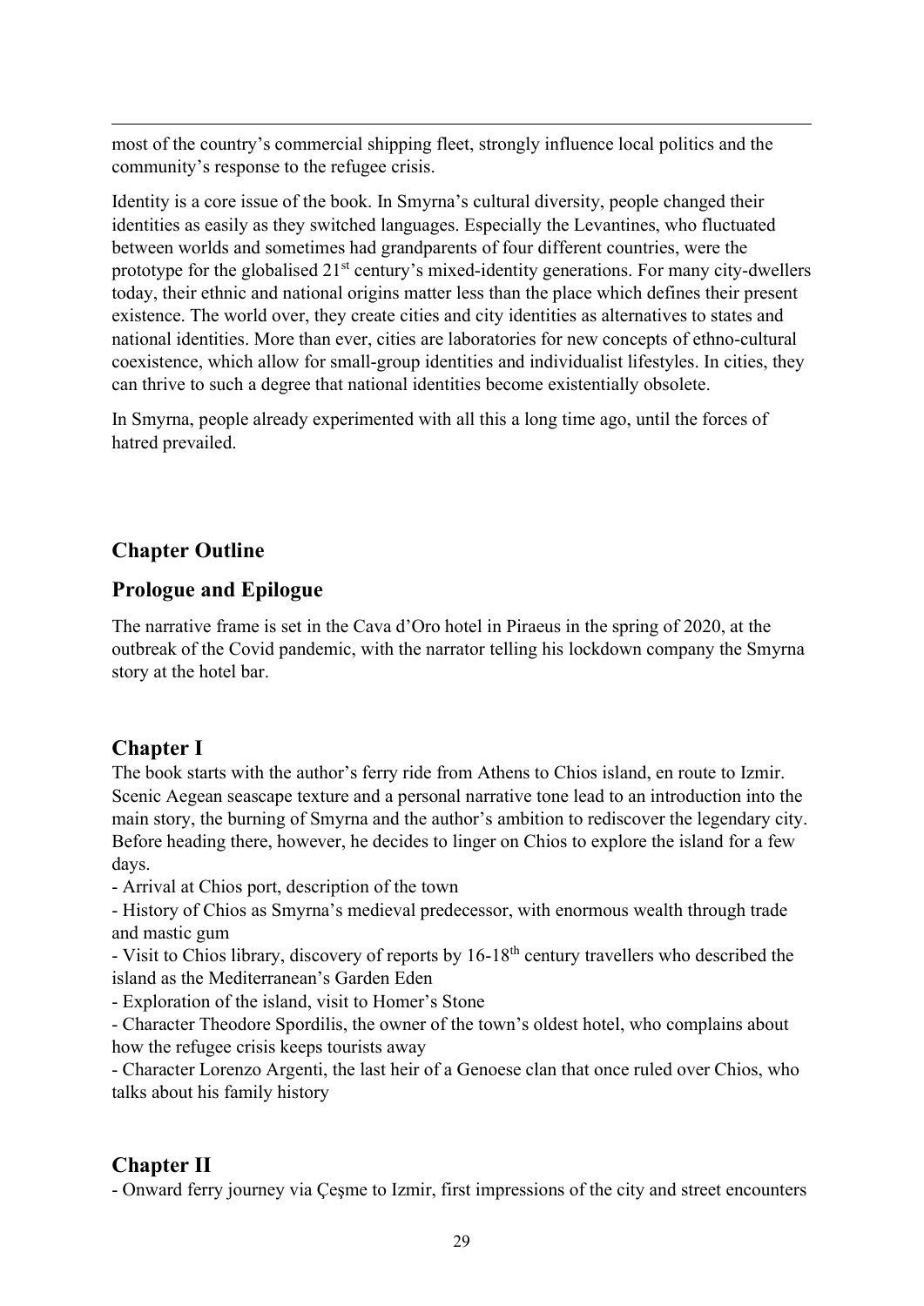most of the country's commercial shipping fleet, strongly influence local politics and the community's response to the refugee crisis.

Identity is a core issue of the book. In Smyrna's cultural diversity, people changed their identities as easily as they switched languages. Especially the Levantines, who fluctuated between worlds and sometimes had grandparents of four different countries, were the prototype for the globalised 21st century's mixed-identity generations. For many city-dwellers today, their ethnic and national origins matter less than the place which defines their present existence. The world over, they create cities and city identities as alternatives to states and national identities. More than ever, cities are laboratories for new concepts of ethno-cultural coexistence, which allow for small-group identities and individualist lifestyles. In cities, they can thrive to such a degree that national identities become existentially obsolete.

In Smyrna, people already experimented with all this a long time ago, until the forces of hatred prevailed.

## Chapter Outline

## Prologue and Epilogue

The narrative frame is set in the Cava d'Oro hotel in Piraeus in the spring of 2020, at the outbreak of the Covid pandemic, with the narrator telling his lockdown company the Smyrna story at the hotel bar.

## Chapter I

The book starts with the author's ferry ride from Athens to Chios island, en route to Izmir. Scenic Aegean seascape texture and a personal narrative tone lead to an introduction into the main story, the burning of Smyrna and the author's ambition to rediscover the legendary city. Before heading there, however, he decides to linger on Chios to explore the island for a few days.

- Arrival at Chios port, description of the town
- History of Chios as Smyrna's medieval predecessor, with enormous wealth through trade and mastic gum
- Visit to Chios library, discovery of reports by 16-18th century travellers who described the island as the Mediterranean's Garden Eden
- Exploration of the island, visit to Homer's Stone
- Character Theodore Spordilis, the owner of the town's oldest hotel, who complains about how the refugee crisis keeps tourists away
- Character Lorenzo Argenti, the last heir of a Genoese clan that once ruled over Chios, who talks about his family history

## Chapter II

- Onward ferry journey via Çeşme to Izmir, first impressions of the city and street encounters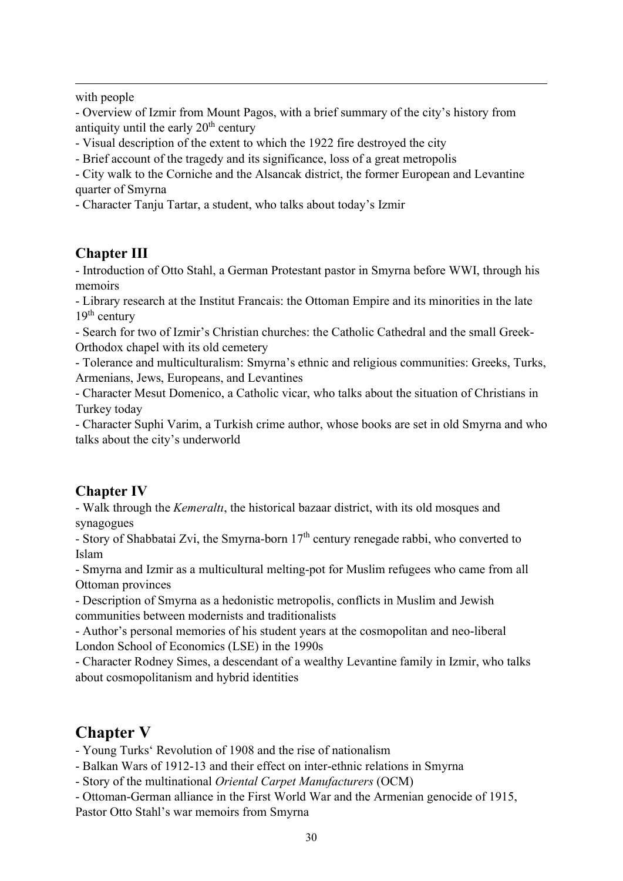with people

- Overview of Izmir from Mount Pagos, with a brief summary of the city's history from antiquity until the early 20th century
- Visual description of the extent to which the 1922 fire destroyed the city
- Brief account of the tragedy and its significance, loss of a great metropolis
- City walk to the Corniche and the Alsancak district, the former European and Levantine quarter of Smyrna
- Character Tanju Tartar, a student, who talks about today's Izmir

## Chapter III

- Introduction of Otto Stahl, a German Protestant pastor in Smyrna before WWI, through his memoirs
- Library research at the Institut Francais: the Ottoman Empire and its minorities in the late 19th century
- Search for two of Izmir's Christian churches: the Catholic Cathedral and the small Greek-Orthodox chapel with its old cemetery
- Tolerance and multiculturalism: Smyrna's ethnic and religious communities: Greeks, Turks, Armenians, Jews, Europeans, and Levantines
- Character Mesut Domenico, a Catholic vicar, who talks about the situation of Christians in Turkey today
- Character Suphi Varim, a Turkish crime author, whose books are set in old Smyrna and who talks about the city's underworld

## Chapter IV

- Walk through the *Kemeraltı*, the historical bazaar district, with its old mosques and synagogues
- Story of Shabbatai Zvi, the Smyrna-born 17th century renegade rabbi, who converted to Islam
- Smyrna and Izmir as a multicultural melting-pot for Muslim refugees who came from all Ottoman provinces
- Description of Smyrna as a hedonistic metropolis, conflicts in Muslim and Jewish communities between modernists and traditionalists
- Author's personal memories of his student years at the cosmopolitan and neo-liberal London School of Economics (LSE) in the 1990s
- Character Rodney Simes, a descendant of a wealthy Levantine family in Izmir, who talks about cosmopolitanism and hybrid identities

## Chapter V

- Young Turks' Revolution of 1908 and the rise of nationalism
- Balkan Wars of 1912-13 and their effect on inter-ethnic relations in Smyrna
- Story of the multinational *Oriental Carpet Manufacturers* (OCM)
- Ottoman-German alliance in the First World War and the Armenian genocide of 1915, Pastor Otto Stahl's war memoirs from Smyrna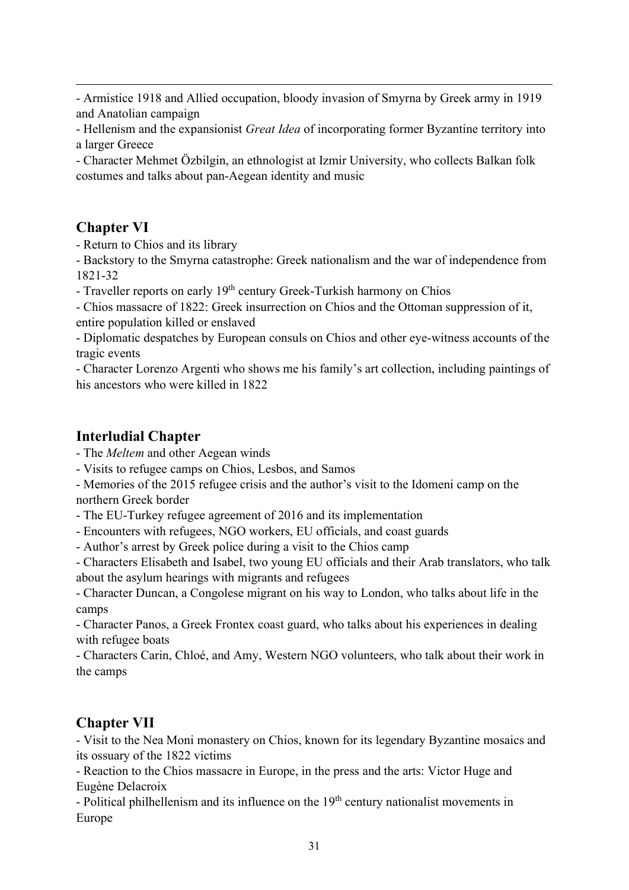- Armistice 1918 and Allied occupation, bloody invasion of Smyrna by Greek army in 1919 and Anatolian campaign
- Hellenism and the expansionist *Great Idea* of incorporating former Byzantine territory into a larger Greece
- Character Mehmet Özbilgin, an ethnologist at Izmir University, who collects Balkan folk costumes and talks about pan-Aegean identity and music

## Chapter VI

- Return to Chios and its library
- Backstory to the Smyrna catastrophe: Greek nationalism and the war of independence from 1821-32
- Traveller reports on early 19th century Greek-Turkish harmony on Chios
- Chios massacre of 1822: Greek insurrection on Chios and the Ottoman suppression of it, entire population killed or enslaved
- Diplomatic despatches by European consuls on Chios and other eye-witness accounts of the tragic events
- Character Lorenzo Argenti who shows me his family's art collection, including paintings of his ancestors who were killed in 1822

## Interludial Chapter

- The *Meltem* and other Aegean winds
- Visits to refugee camps on Chios, Lesbos, and Samos
- Memories of the 2015 refugee crisis and the author's visit to the Idomeni camp on the northern Greek border
- The EU-Turkey refugee agreement of 2016 and its implementation
- Encounters with refugees, NGO workers, EU officials, and coast guards
- Author's arrest by Greek police during a visit to the Chios camp
- Characters Elisabeth and Isabel, two young EU officials and their Arab translators, who talk about the asylum hearings with migrants and refugees
- Character Duncan, a Congolese migrant on his way to London, who talks about life in the camps
- Character Panos, a Greek Frontex coast guard, who talks about his experiences in dealing with refugee boats
- Characters Carin, Chloé, and Amy, Western NGO volunteers, who talk about their work in the camps

## Chapter VII

- Visit to the Nea Moni monastery on Chios, known for its legendary Byzantine mosaics and its ossuary of the 1822 victims
- Reaction to the Chios massacre in Europe, in the press and the arts: Victor Huge and Eugène Delacroix
- Political philhellenism and its influence on the 19th century nationalist movements in Europe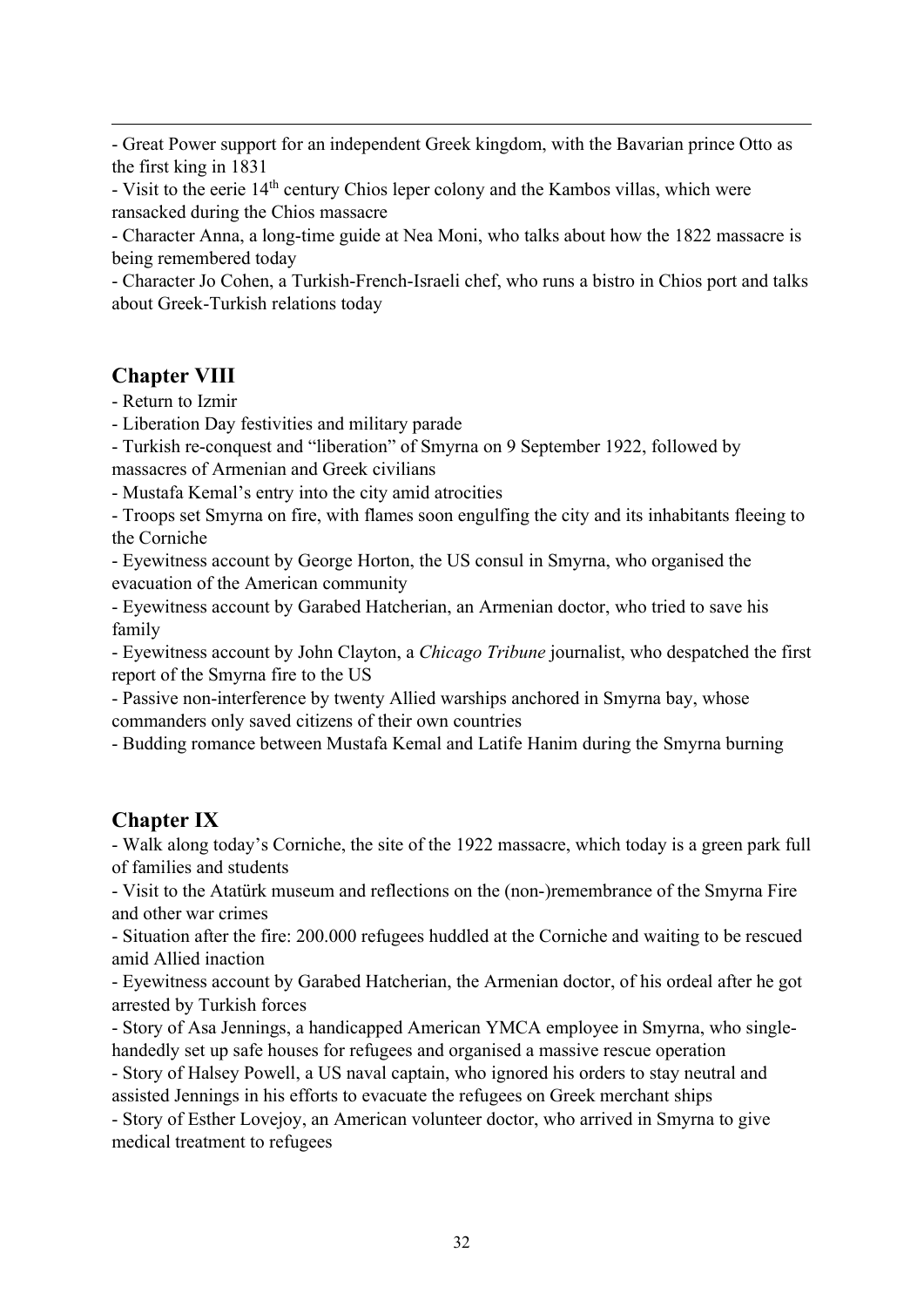- Great Power support for an independent Greek kingdom, with the Bavarian prince Otto as the first king in 1831
- Visit to the eerie 14th century Chios leper colony and the Kambos villas, which were ransacked during the Chios massacre
- Character Anna, a long-time guide at Nea Moni, who talks about how the 1822 massacre is being remembered today
- Character Jo Cohen, a Turkish-French-Israeli chef, who runs a bistro in Chios port and talks about Greek-Turkish relations today

## Chapter VIII

- Return to Izmir
- Liberation Day festivities and military parade
- Turkish re-conquest and "liberation" of Smyrna on 9 September 1922, followed by massacres of Armenian and Greek civilians
- Mustafa Kemal's entry into the city amid atrocities
- Troops set Smyrna on fire, with flames soon engulfing the city and its inhabitants fleeing to the Corniche
- Eyewitness account by George Horton, the US consul in Smyrna, who organised the evacuation of the American community
- Eyewitness account by Garabed Hatcherian, an Armenian doctor, who tried to save his family
- Eyewitness account by John Clayton, a *Chicago Tribune* journalist, who despatched the first report of the Smyrna fire to the US
- Passive non-interference by twenty Allied warships anchored in Smyrna bay, whose commanders only saved citizens of their own countries
- Budding romance between Mustafa Kemal and Latife Hanim during the Smyrna burning

## Chapter IX

- Walk along today's Corniche, the site of the 1922 massacre, which today is a green park full of families and students
- Visit to the Atatürk museum and reflections on the (non-)remembrance of the Smyrna Fire and other war crimes
- Situation after the fire: 200.000 refugees huddled at the Corniche and waiting to be rescued amid Allied inaction
- Eyewitness account by Garabed Hatcherian, the Armenian doctor, of his ordeal after he got arrested by Turkish forces
- Story of Asa Jennings, a handicapped American YMCA employee in Smyrna, who single-handedly set up safe houses for refugees and organised a massive rescue operation
- Story of Halsey Powell, a US naval captain, who ignored his orders to stay neutral and assisted Jennings in his efforts to evacuate the refugees on Greek merchant ships
- Story of Esther Lovejoy, an American volunteer doctor, who arrived in Smyrna to give medical treatment to refugees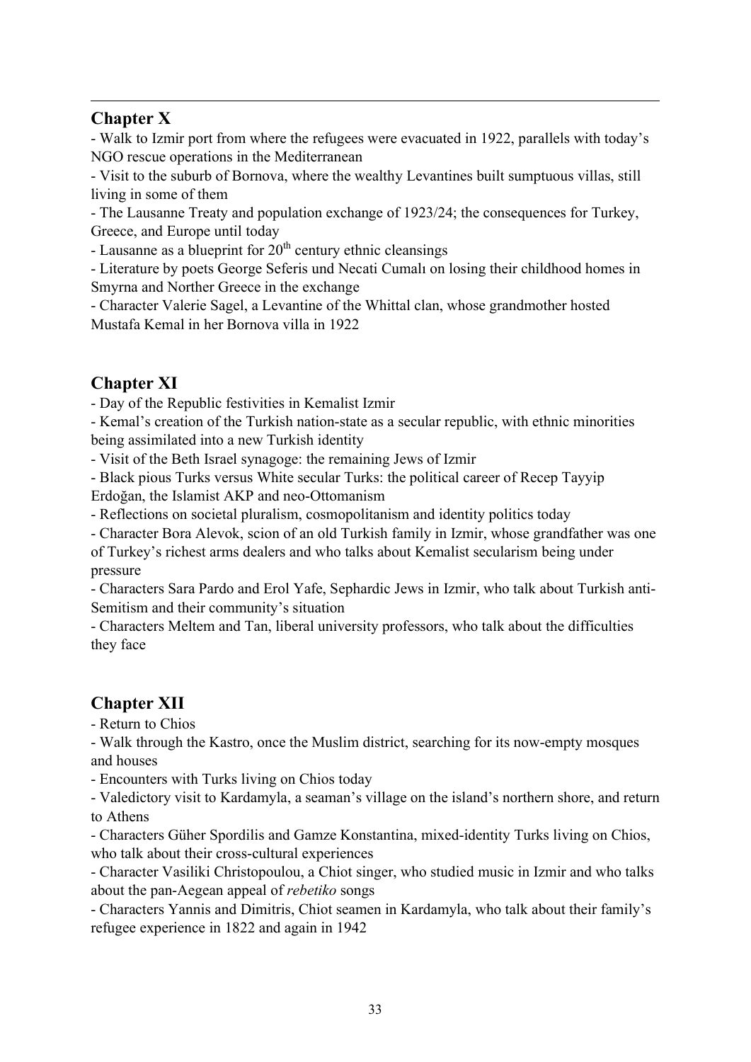## Chapter X

- Walk to Izmir port from where the refugees were evacuated in 1922, parallels with today's NGO rescue operations in the Mediterranean
- Visit to the suburb of Bornova, where the wealthy Levantines built sumptuous villas, still living in some of them
- The Lausanne Treaty and population exchange of 1923/24; the consequences for Turkey, Greece, and Europe until today
- Lausanne as a blueprint for 20th century ethnic cleansings
- Literature by poets George Seferis und Necati Cumalı on losing their childhood homes in Smyrna and Norther Greece in the exchange
- Character Valerie Sagel, a Levantine of the Whittal clan, whose grandmother hosted Mustafa Kemal in her Bornova villa in 1922

## Chapter XI

- Day of the Republic festivities in Kemalist Izmir
- Kemal's creation of the Turkish nation-state as a secular republic, with ethnic minorities being assimilated into a new Turkish identity
- Visit of the Beth Israel synagoge: the remaining Jews of Izmir
- Black pious Turks versus White secular Turks: the political career of Recep Tayyip Erdoğan, the Islamist AKP and neo-Ottomanism
- Reflections on societal pluralism, cosmopolitanism and identity politics today
- Character Bora Alevok, scion of an old Turkish family in Izmir, whose grandfather was one of Turkey's richest arms dealers and who talks about Kemalist secularism being under pressure
- Characters Sara Pardo and Erol Yafe, Sephardic Jews in Izmir, who talk about Turkish anti-Semitism and their community's situation
- Characters Meltem and Tan, liberal university professors, who talk about the difficulties they face

## Chapter XII

- Return to Chios
- Walk through the Kastro, once the Muslim district, searching for its now-empty mosques and houses
- Encounters with Turks living on Chios today
- Valedictory visit to Kardamyla, a seaman's village on the island's northern shore, and return to Athens
- Characters Güher Spordilis and Gamze Konstantina, mixed-identity Turks living on Chios, who talk about their cross-cultural experiences
- Character Vasiliki Christopoulou, a Chiot singer, who studied music in Izmir and who talks about the pan-Aegean appeal of *rebetiko* songs
- Characters Yannis and Dimitris, Chiot seamen in Kardamyla, who talk about their family's refugee experience in 1822 and again in 1942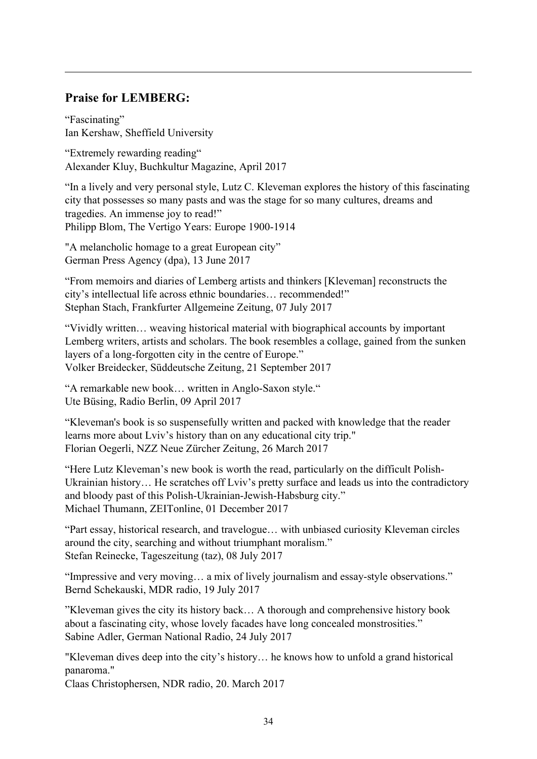## Praise for LEMBERG:

"Fascinating"
Ian Kershaw, Sheffield University

"Extremely rewarding reading"
Alexander Kluy, Buchkultur Magazine, April 2017

"In a lively and very personal style, Lutz C. Kleveman explores the history of this fascinating city that possesses so many pasts and was the stage for so many cultures, dreams and tragedies. An immense joy to read!"
Philipp Blom, The Vertigo Years: Europe 1900-1914

"A melancholic homage to a great European city"
German Press Agency (dpa), 13 June 2017

"From memoirs and diaries of Lemberg artists and thinkers [Kleveman] reconstructs the city's intellectual life across ethnic boundaries… recommended!"
Stephan Stach, Frankfurter Allgemeine Zeitung, 07 July 2017

"Vividly written… weaving historical material with biographical accounts by important Lemberg writers, artists and scholars. The book resembles a collage, gained from the sunken layers of a long-forgotten city in the centre of Europe."
Volker Breidecker, Süddeutsche Zeitung, 21 September 2017

"A remarkable new book… written in Anglo-Saxon style."
Ute Büsing, Radio Berlin, 09 April 2017

"Kleveman's book is so suspensefully written and packed with knowledge that the reader learns more about Lviv's history than on any educational city trip."
Florian Oegerli, NZZ Neue Zürcher Zeitung, 26 March 2017

"Here Lutz Kleveman's new book is worth the read, particularly on the difficult Polish-Ukrainian history… He scratches off Lviv's pretty surface and leads us into the contradictory and bloody past of this Polish-Ukrainian-Jewish-Habsburg city."
Michael Thumann, ZEITonline, 01 December 2017

"Part essay, historical research, and travelogue… with unbiased curiosity Kleveman circles around the city, searching and without triumphant moralism."
Stefan Reinecke, Tageszeitung (taz), 08 July 2017

"Impressive and very moving… a mix of lively journalism and essay-style observations."
Bernd Schekauski, MDR radio, 19 July 2017

"Kleveman gives the city its history back… A thorough and comprehensive history book about a fascinating city, whose lovely facades have long concealed monstrosities."
Sabine Adler, German National Radio, 24 July 2017

"Kleveman dives deep into the city's history… he knows how to unfold a grand historical panaroma."
Claas Christophersen, NDR radio, 20. March 2017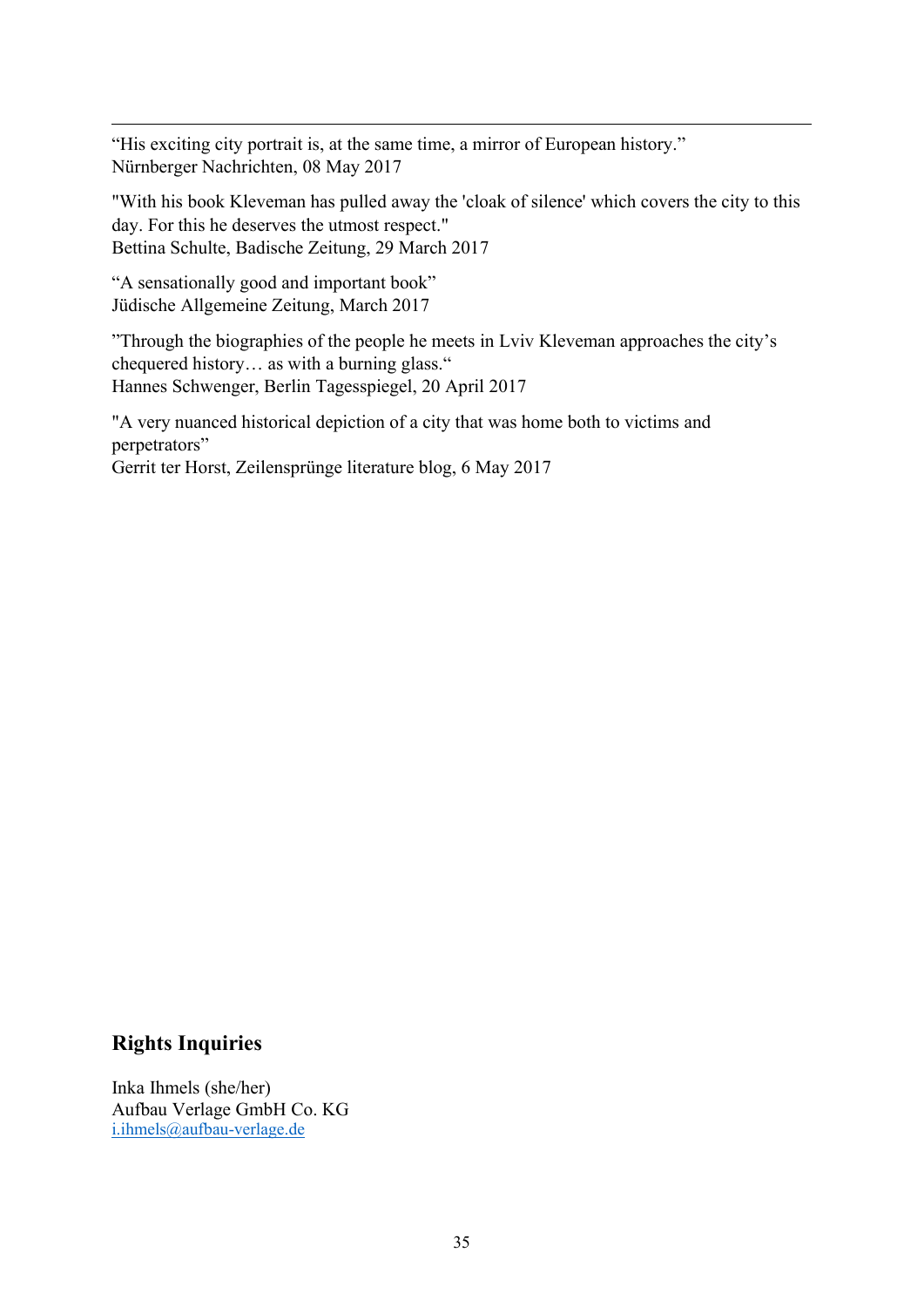---

“His exciting city portrait is, at the same time, a mirror of European history.”
Nürnberger Nachrichten, 08 May 2017

"With his book Kleveman has pulled away the 'cloak of silence' which covers the city to this day. For this he deserves the utmost respect."
Bettina Schulte, Badische Zeitung, 29 March 2017

“A sensationally good and important book”
Jüdische Allgemeine Zeitung, March 2017

”Through the biographies of the people he meets in Lviv Kleveman approaches the city’s chequered history… as with a burning glass.“
Hannes Schwenger, Berlin Tagesspiegel, 20 April 2017

"A very nuanced historical depiction of a city that was home both to victims and perpetrators”
Gerrit ter Horst, Zeilensprünge literature blog, 6 May 2017

## Rights Inquiries

Inka Ihmels (she/her)
Aufbau Verlage GmbH Co. KG
i.ihmels@aufbau-verlage.de